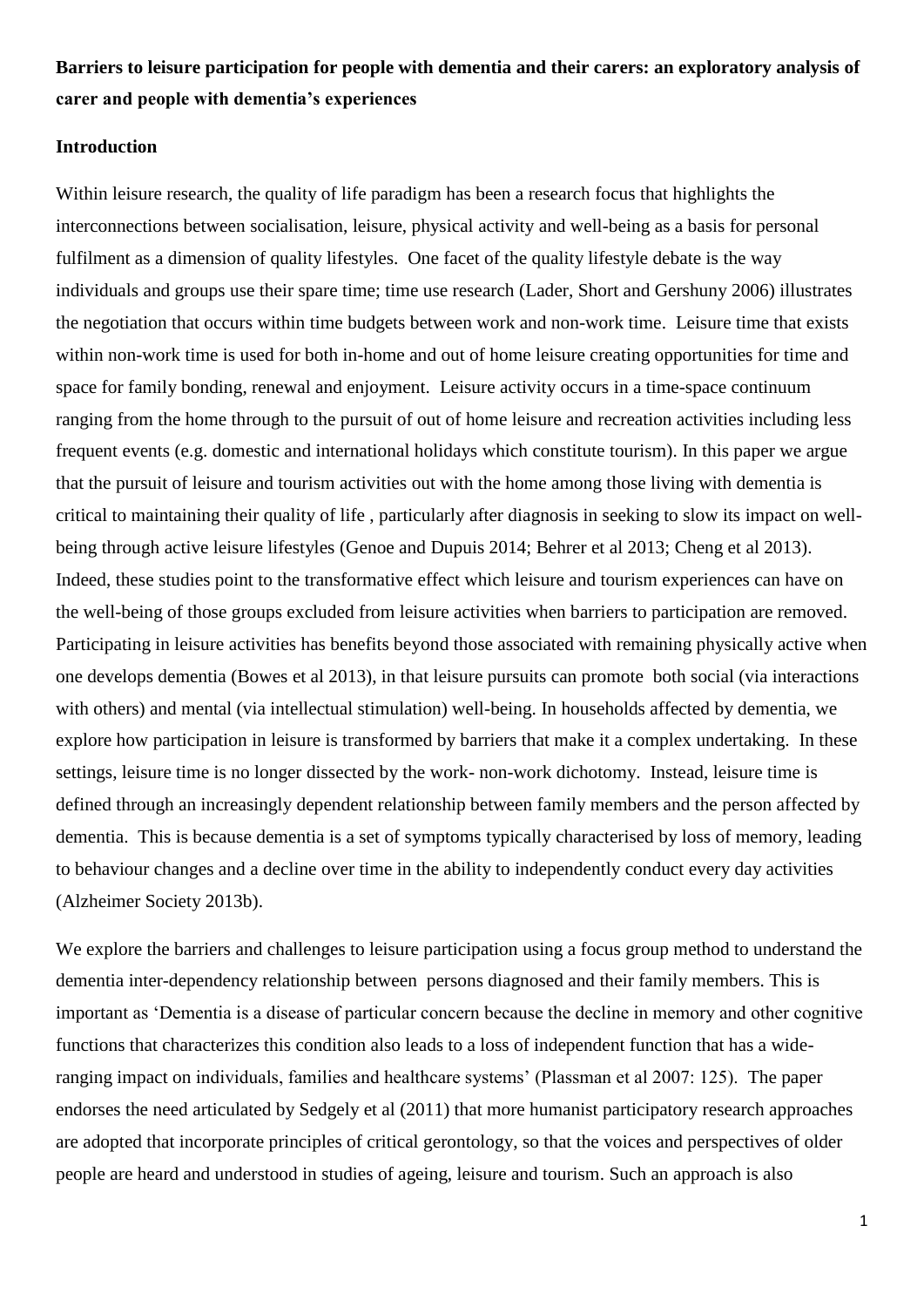**Barriers to leisure participation for people with dementia and their carers: an exploratory analysis of carer and people with dementia's experiences**

**Introduction**

Within leisure research, the quality of life paradigm has been a research focus that highlights the interconnections between socialisation, leisure, physical activity and well-being as a basis for personal fulfilment as a dimension of quality lifestyles. One facet of the quality lifestyle debate is the way individuals and groups use their spare time; time use research (Lader, Short and Gershuny 2006) illustrates the negotiation that occurs within time budgets between work and non-work time. Leisure time that exists within non-work time is used for both in-home and out of home leisure creating opportunities for time and space for family bonding, renewal and enjoyment. Leisure activity occurs in a time-space continuum ranging from the home through to the pursuit of out of home leisure and recreation activities including less frequent events (e.g. domestic and international holidays which constitute tourism). In this paper we argue that the pursuit of leisure and tourism activities out with the home among those living with dementia is critical to maintaining their quality of life , particularly after diagnosis in seeking to slow its impact on well-being through active leisure lifestyles (Genoe and Dupuis 2014; Behrer et al 2013; Cheng et al 2013). Indeed, these studies point to the transformative effect which leisure and tourism experiences can have on the well-being of those groups excluded from leisure activities when barriers to participation are removed. Participating in leisure activities has benefits beyond those associated with remaining physically active when one develops dementia (Bowes et al 2013), in that leisure pursuits can promote both social (via interactions with others) and mental (via intellectual stimulation) well-being. In households affected by dementia, we explore how participation in leisure is transformed by barriers that make it a complex undertaking. In these settings, leisure time is no longer dissected by the work- non-work dichotomy. Instead, leisure time is defined through an increasingly dependent relationship between family members and the person affected by dementia. This is because dementia is a set of symptoms typically characterised by loss of memory, leading to behaviour changes and a decline over time in the ability to independently conduct every day activities (Alzheimer Society 2013b).

We explore the barriers and challenges to leisure participation using a focus group method to understand the dementia inter-dependency relationship between persons diagnosed and their family members. This is important as 'Dementia is a disease of particular concern because the decline in memory and other cognitive functions that characterizes this condition also leads to a loss of independent function that has a wide-ranging impact on individuals, families and healthcare systems' (Plassman et al 2007: 125). The paper endorses the need articulated by Sedgely et al (2011) that more humanist participatory research approaches are adopted that incorporate principles of critical gerontology, so that the voices and perspectives of older people are heard and understood in studies of ageing, leisure and tourism. Such an approach is also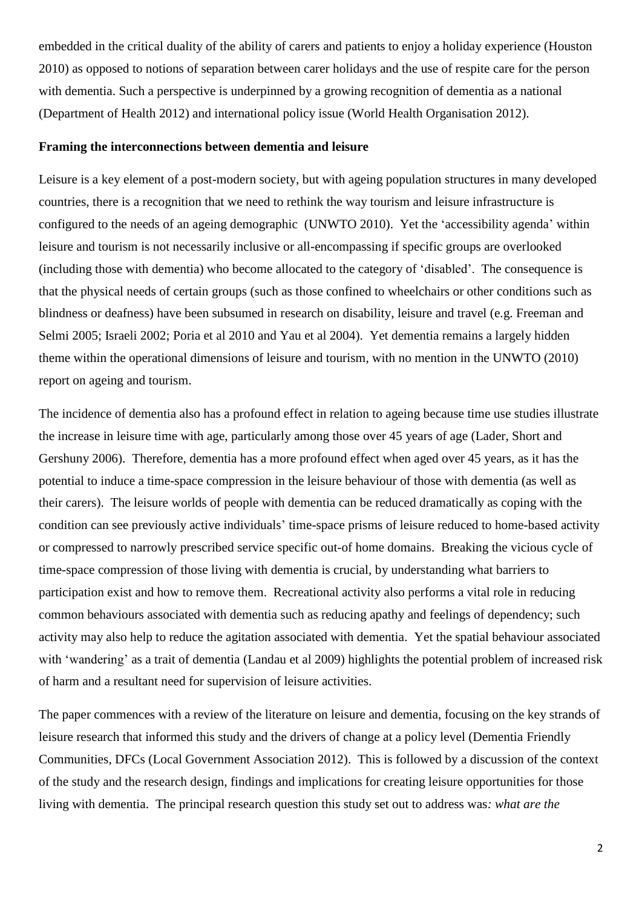embedded in the critical duality of the ability of carers and patients to enjoy a holiday experience (Houston 2010) as opposed to notions of separation between carer holidays and the use of respite care for the person with dementia. Such a perspective is underpinned by a growing recognition of dementia as a national (Department of Health 2012) and international policy issue (World Health Organisation 2012).

**Framing the interconnections between dementia and leisure**

Leisure is a key element of a post-modern society, but with ageing population structures in many developed countries, there is a recognition that we need to rethink the way tourism and leisure infrastructure is configured to the needs of an ageing demographic (UNWTO 2010). Yet the 'accessibility agenda' within leisure and tourism is not necessarily inclusive or all-encompassing if specific groups are overlooked (including those with dementia) who become allocated to the category of 'disabled'. The consequence is that the physical needs of certain groups (such as those confined to wheelchairs or other conditions such as blindness or deafness) have been subsumed in research on disability, leisure and travel (e.g. Freeman and Selmi 2005; Israeli 2002; Poria et al 2010 and Yau et al 2004). Yet dementia remains a largely hidden theme within the operational dimensions of leisure and tourism, with no mention in the UNWTO (2010) report on ageing and tourism.

The incidence of dementia also has a profound effect in relation to ageing because time use studies illustrate the increase in leisure time with age, particularly among those over 45 years of age (Lader, Short and Gershuny 2006). Therefore, dementia has a more profound effect when aged over 45 years, as it has the potential to induce a time-space compression in the leisure behaviour of those with dementia (as well as their carers). The leisure worlds of people with dementia can be reduced dramatically as coping with the condition can see previously active individuals' time-space prisms of leisure reduced to home-based activity or compressed to narrowly prescribed service specific out-of home domains. Breaking the vicious cycle of time-space compression of those living with dementia is crucial, by understanding what barriers to participation exist and how to remove them. Recreational activity also performs a vital role in reducing common behaviours associated with dementia such as reducing apathy and feelings of dependency; such activity may also help to reduce the agitation associated with dementia. Yet the spatial behaviour associated with 'wandering' as a trait of dementia (Landau et al 2009) highlights the potential problem of increased risk of harm and a resultant need for supervision of leisure activities.

The paper commences with a review of the literature on leisure and dementia, focusing on the key strands of leisure research that informed this study and the drivers of change at a policy level (Dementia Friendly Communities, DFCs (Local Government Association 2012). This is followed by a discussion of the context of the study and the research design, findings and implications for creating leisure opportunities for those living with dementia. The principal research question this study set out to address was*: what are the*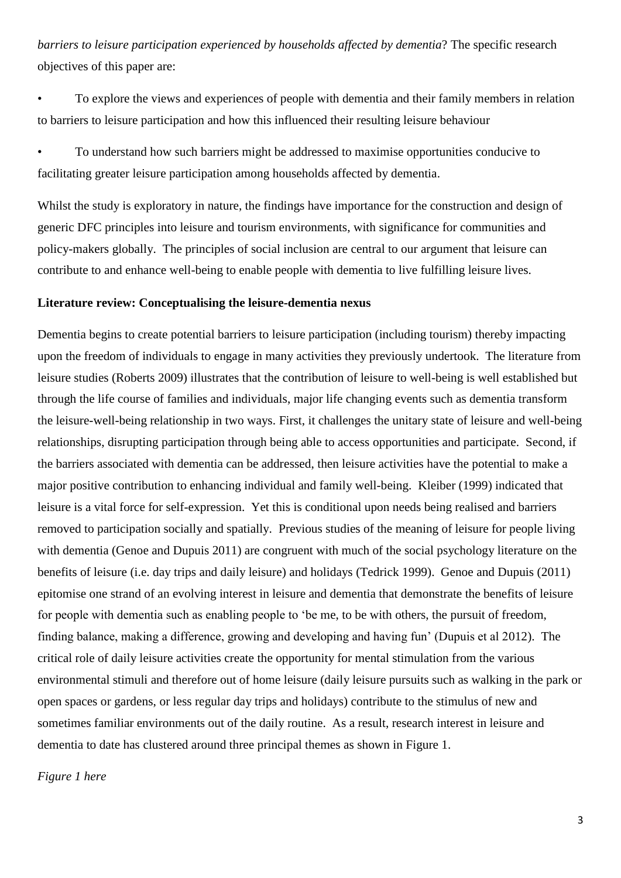*barriers to leisure participation experienced by households affected by dementia*? The specific research objectives of this paper are:

- To explore the views and experiences of people with dementia and their family members in relation to barriers to leisure participation and how this influenced their resulting leisure behaviour
- To understand how such barriers might be addressed to maximise opportunities conducive to facilitating greater leisure participation among households affected by dementia.

Whilst the study is exploratory in nature, the findings have importance for the construction and design of generic DFC principles into leisure and tourism environments, with significance for communities and policy-makers globally. The principles of social inclusion are central to our argument that leisure can contribute to and enhance well-being to enable people with dementia to live fulfilling leisure lives.

## Literature review: Conceptualising the leisure-dementia nexus

Dementia begins to create potential barriers to leisure participation (including tourism) thereby impacting upon the freedom of individuals to engage in many activities they previously undertook. The literature from leisure studies (Roberts 2009) illustrates that the contribution of leisure to well-being is well established but through the life course of families and individuals, major life changing events such as dementia transform the leisure-well-being relationship in two ways. First, it challenges the unitary state of leisure and well-being relationships, disrupting participation through being able to access opportunities and participate. Second, if the barriers associated with dementia can be addressed, then leisure activities have the potential to make a major positive contribution to enhancing individual and family well-being. Kleiber (1999) indicated that leisure is a vital force for self-expression. Yet this is conditional upon needs being realised and barriers removed to participation socially and spatially. Previous studies of the meaning of leisure for people living with dementia (Genoe and Dupuis 2011) are congruent with much of the social psychology literature on the benefits of leisure (i.e. day trips and daily leisure) and holidays (Tedrick 1999). Genoe and Dupuis (2011) epitomise one strand of an evolving interest in leisure and dementia that demonstrate the benefits of leisure for people with dementia such as enabling people to 'be me, to be with others, the pursuit of freedom, finding balance, making a difference, growing and developing and having fun' (Dupuis et al 2012). The critical role of daily leisure activities create the opportunity for mental stimulation from the various environmental stimuli and therefore out of home leisure (daily leisure pursuits such as walking in the park or open spaces or gardens, or less regular day trips and holidays) contribute to the stimulus of new and sometimes familiar environments out of the daily routine. As a result, research interest in leisure and dementia to date has clustered around three principal themes as shown in Figure 1.

*Figure 1 here*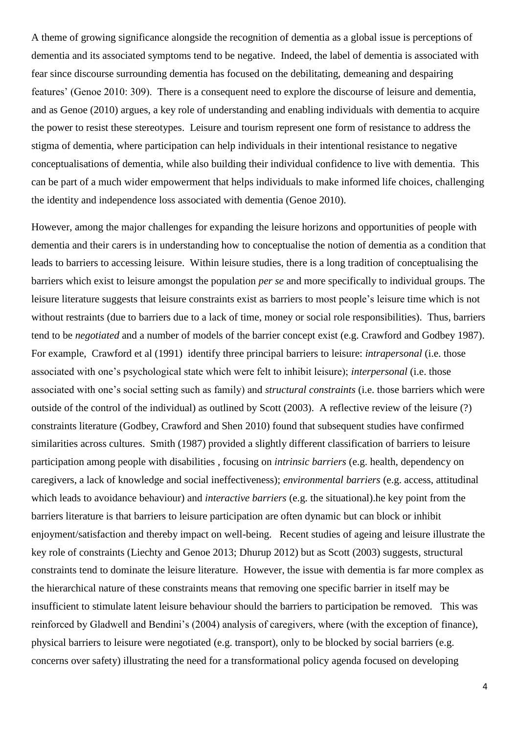A theme of growing significance alongside the recognition of dementia as a global issue is perceptions of dementia and its associated symptoms tend to be negative. Indeed, the label of dementia is associated with fear since discourse surrounding dementia has focused on the debilitating, demeaning and despairing features' (Genoe 2010: 309). There is a consequent need to explore the discourse of leisure and dementia, and as Genoe (2010) argues, a key role of understanding and enabling individuals with dementia to acquire the power to resist these stereotypes. Leisure and tourism represent one form of resistance to address the stigma of dementia, where participation can help individuals in their intentional resistance to negative conceptualisations of dementia, while also building their individual confidence to live with dementia. This can be part of a much wider empowerment that helps individuals to make informed life choices, challenging the identity and independence loss associated with dementia (Genoe 2010).

However, among the major challenges for expanding the leisure horizons and opportunities of people with dementia and their carers is in understanding how to conceptualise the notion of dementia as a condition that leads to barriers to accessing leisure. Within leisure studies, there is a long tradition of conceptualising the barriers which exist to leisure amongst the population *per se* and more specifically to individual groups. The leisure literature suggests that leisure constraints exist as barriers to most people's leisure time which is not without restraints (due to barriers due to a lack of time, money or social role responsibilities). Thus, barriers tend to be *negotiated* and a number of models of the barrier concept exist (e.g. Crawford and Godbey 1987). For example, Crawford et al (1991) identify three principal barriers to leisure: *intrapersonal* (i.e. those associated with one's psychological state which were felt to inhibit leisure); *interpersonal* (i.e. those associated with one's social setting such as family) and *structural constraints* (i.e. those barriers which were outside of the control of the individual) as outlined by Scott (2003). A reflective review of the leisure (?) constraints literature (Godbey, Crawford and Shen 2010) found that subsequent studies have confirmed similarities across cultures. Smith (1987) provided a slightly different classification of barriers to leisure participation among people with disabilities , focusing on *intrinsic barriers* (e.g. health, dependency on caregivers, a lack of knowledge and social ineffectiveness); *environmental barriers* (e.g. access, attitudinal which leads to avoidance behaviour) and *interactive barriers* (e.g. the situational).he key point from the barriers literature is that barriers to leisure participation are often dynamic but can block or inhibit enjoyment/satisfaction and thereby impact on well-being. Recent studies of ageing and leisure illustrate the key role of constraints (Liechty and Genoe 2013; Dhurup 2012) but as Scott (2003) suggests, structural constraints tend to dominate the leisure literature. However, the issue with dementia is far more complex as the hierarchical nature of these constraints means that removing one specific barrier in itself may be insufficient to stimulate latent leisure behaviour should the barriers to participation be removed. This was reinforced by Gladwell and Bendini's (2004) analysis of caregivers, where (with the exception of finance), physical barriers to leisure were negotiated (e.g. transport), only to be blocked by social barriers (e.g. concerns over safety) illustrating the need for a transformational policy agenda focused on developing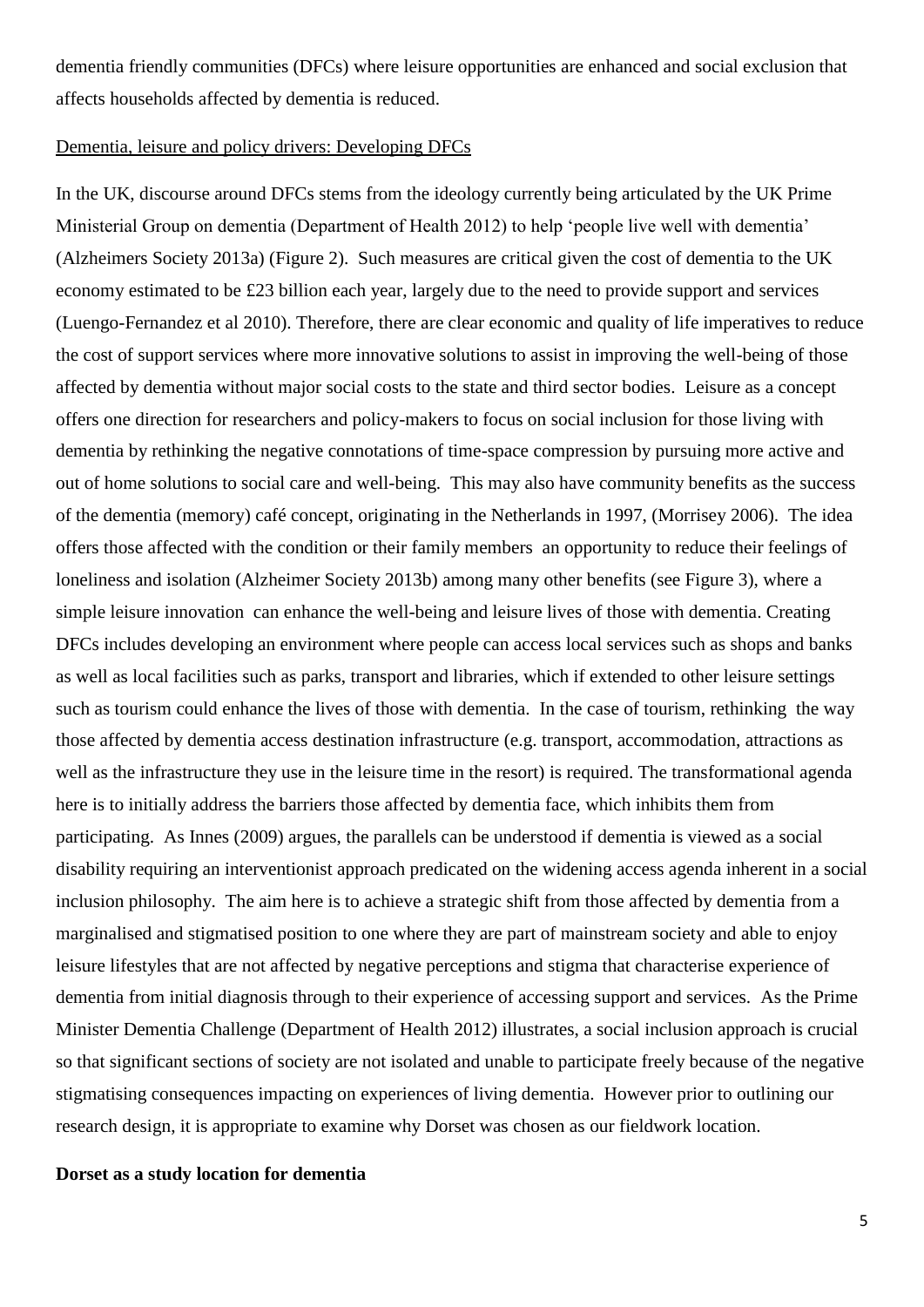dementia friendly communities (DFCs) where leisure opportunities are enhanced and social exclusion that affects households affected by dementia is reduced.

Dementia, leisure and policy drivers: Developing DFCs

In the UK, discourse around DFCs stems from the ideology currently being articulated by the UK Prime Ministerial Group on dementia (Department of Health 2012) to help 'people live well with dementia' (Alzheimers Society 2013a) (Figure 2). Such measures are critical given the cost of dementia to the UK economy estimated to be £23 billion each year, largely due to the need to provide support and services (Luengo-Fernandez et al 2010). Therefore, there are clear economic and quality of life imperatives to reduce the cost of support services where more innovative solutions to assist in improving the well-being of those affected by dementia without major social costs to the state and third sector bodies. Leisure as a concept offers one direction for researchers and policy-makers to focus on social inclusion for those living with dementia by rethinking the negative connotations of time-space compression by pursuing more active and out of home solutions to social care and well-being. This may also have community benefits as the success of the dementia (memory) café concept, originating in the Netherlands in 1997, (Morrisey 2006). The idea offers those affected with the condition or their family members an opportunity to reduce their feelings of loneliness and isolation (Alzheimer Society 2013b) among many other benefits (see Figure 3), where a simple leisure innovation can enhance the well-being and leisure lives of those with dementia. Creating DFCs includes developing an environment where people can access local services such as shops and banks as well as local facilities such as parks, transport and libraries, which if extended to other leisure settings such as tourism could enhance the lives of those with dementia. In the case of tourism, rethinking the way those affected by dementia access destination infrastructure (e.g. transport, accommodation, attractions as well as the infrastructure they use in the leisure time in the resort) is required. The transformational agenda here is to initially address the barriers those affected by dementia face, which inhibits them from participating. As Innes (2009) argues, the parallels can be understood if dementia is viewed as a social disability requiring an interventionist approach predicated on the widening access agenda inherent in a social inclusion philosophy. The aim here is to achieve a strategic shift from those affected by dementia from a marginalised and stigmatised position to one where they are part of mainstream society and able to enjoy leisure lifestyles that are not affected by negative perceptions and stigma that characterise experience of dementia from initial diagnosis through to their experience of accessing support and services. As the Prime Minister Dementia Challenge (Department of Health 2012) illustrates, a social inclusion approach is crucial so that significant sections of society are not isolated and unable to participate freely because of the negative stigmatising consequences impacting on experiences of living dementia. However prior to outlining our research design, it is appropriate to examine why Dorset was chosen as our fieldwork location.

**Dorset as a study location for dementia**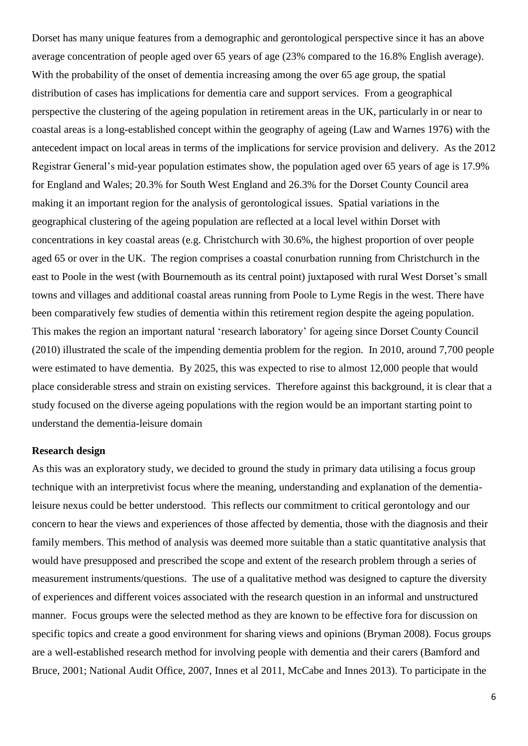Dorset has many unique features from a demographic and gerontological perspective since it has an above average concentration of people aged over 65 years of age (23% compared to the 16.8% English average). With the probability of the onset of dementia increasing among the over 65 age group, the spatial distribution of cases has implications for dementia care and support services. From a geographical perspective the clustering of the ageing population in retirement areas in the UK, particularly in or near to coastal areas is a long-established concept within the geography of ageing (Law and Warnes 1976) with the antecedent impact on local areas in terms of the implications for service provision and delivery. As the 2012 Registrar General's mid-year population estimates show, the population aged over 65 years of age is 17.9% for England and Wales; 20.3% for South West England and 26.3% for the Dorset County Council area making it an important region for the analysis of gerontological issues. Spatial variations in the geographical clustering of the ageing population are reflected at a local level within Dorset with concentrations in key coastal areas (e.g. Christchurch with 30.6%, the highest proportion of over people aged 65 or over in the UK. The region comprises a coastal conurbation running from Christchurch in the east to Poole in the west (with Bournemouth as its central point) juxtaposed with rural West Dorset's small towns and villages and additional coastal areas running from Poole to Lyme Regis in the west. There have been comparatively few studies of dementia within this retirement region despite the ageing population. This makes the region an important natural 'research laboratory' for ageing since Dorset County Council (2010) illustrated the scale of the impending dementia problem for the region. In 2010, around 7,700 people were estimated to have dementia. By 2025, this was expected to rise to almost 12,000 people that would place considerable stress and strain on existing services. Therefore against this background, it is clear that a study focused on the diverse ageing populations with the region would be an important starting point to understand the dementia-leisure domain

**Research design**

As this was an exploratory study, we decided to ground the study in primary data utilising a focus group technique with an interpretivist focus where the meaning, understanding and explanation of the dementia-leisure nexus could be better understood. This reflects our commitment to critical gerontology and our concern to hear the views and experiences of those affected by dementia, those with the diagnosis and their family members. This method of analysis was deemed more suitable than a static quantitative analysis that would have presupposed and prescribed the scope and extent of the research problem through a series of measurement instruments/questions. The use of a qualitative method was designed to capture the diversity of experiences and different voices associated with the research question in an informal and unstructured manner. Focus groups were the selected method as they are known to be effective fora for discussion on specific topics and create a good environment for sharing views and opinions (Bryman 2008). Focus groups are a well-established research method for involving people with dementia and their carers (Bamford and Bruce, 2001; National Audit Office, 2007, Innes et al 2011, McCabe and Innes 2013). To participate in the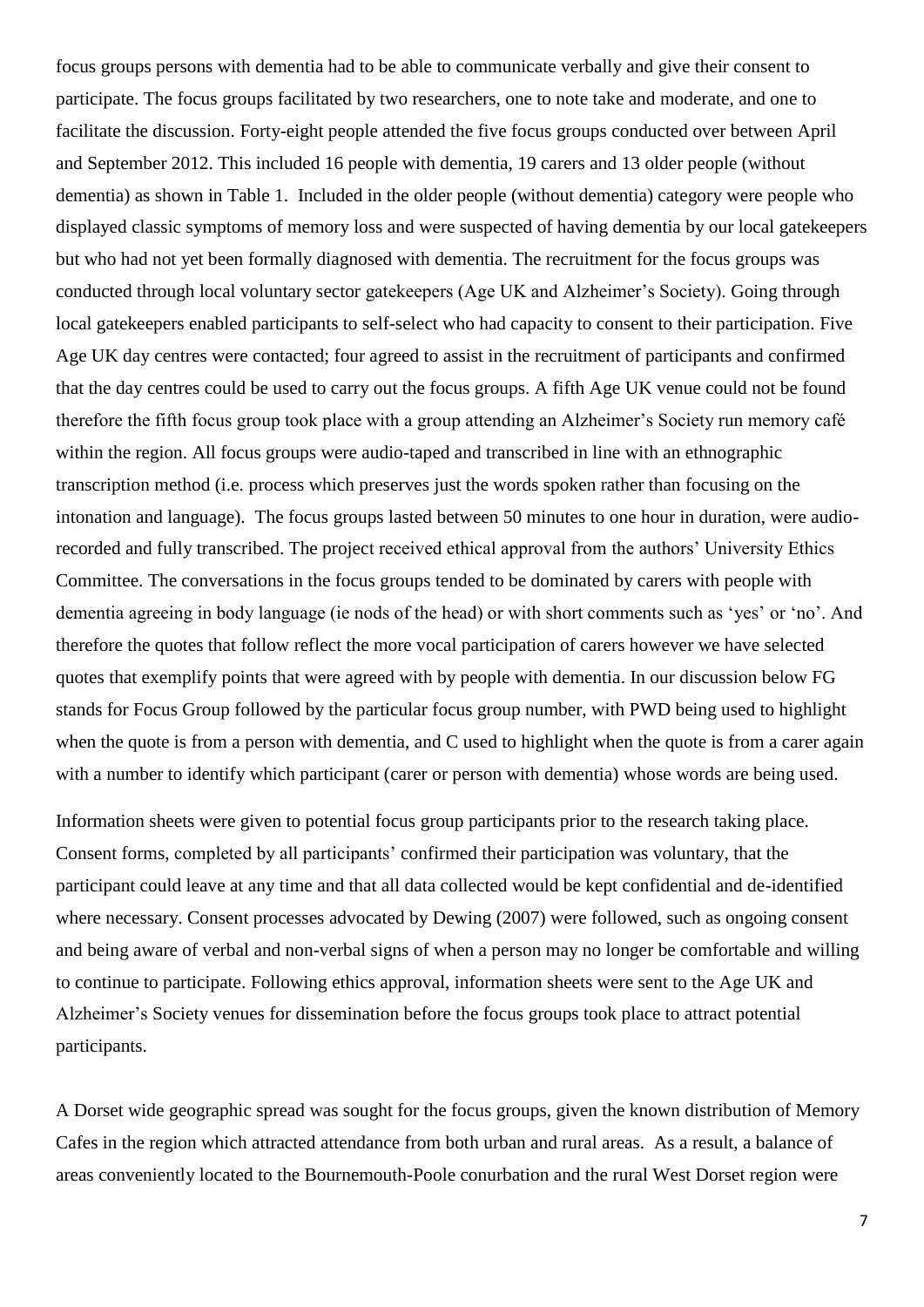focus groups persons with dementia had to be able to communicate verbally and give their consent to participate. The focus groups facilitated by two researchers, one to note take and moderate, and one to facilitate the discussion. Forty-eight people attended the five focus groups conducted over between April and September 2012. This included 16 people with dementia, 19 carers and 13 older people (without dementia) as shown in Table 1. Included in the older people (without dementia) category were people who displayed classic symptoms of memory loss and were suspected of having dementia by our local gatekeepers but who had not yet been formally diagnosed with dementia. The recruitment for the focus groups was conducted through local voluntary sector gatekeepers (Age UK and Alzheimer's Society). Going through local gatekeepers enabled participants to self-select who had capacity to consent to their participation. Five Age UK day centres were contacted; four agreed to assist in the recruitment of participants and confirmed that the day centres could be used to carry out the focus groups. A fifth Age UK venue could not be found therefore the fifth focus group took place with a group attending an Alzheimer's Society run memory café within the region. All focus groups were audio-taped and transcribed in line with an ethnographic transcription method (i.e. process which preserves just the words spoken rather than focusing on the intonation and language). The focus groups lasted between 50 minutes to one hour in duration, were audio-recorded and fully transcribed. The project received ethical approval from the authors' University Ethics Committee. The conversations in the focus groups tended to be dominated by carers with people with dementia agreeing in body language (ie nods of the head) or with short comments such as 'yes' or 'no'. And therefore the quotes that follow reflect the more vocal participation of carers however we have selected quotes that exemplify points that were agreed with by people with dementia. In our discussion below FG stands for Focus Group followed by the particular focus group number, with PWD being used to highlight when the quote is from a person with dementia, and C used to highlight when the quote is from a carer again with a number to identify which participant (carer or person with dementia) whose words are being used.

Information sheets were given to potential focus group participants prior to the research taking place. Consent forms, completed by all participants' confirmed their participation was voluntary, that the participant could leave at any time and that all data collected would be kept confidential and de-identified where necessary. Consent processes advocated by Dewing (2007) were followed, such as ongoing consent and being aware of verbal and non-verbal signs of when a person may no longer be comfortable and willing to continue to participate. Following ethics approval, information sheets were sent to the Age UK and Alzheimer's Society venues for dissemination before the focus groups took place to attract potential participants.

A Dorset wide geographic spread was sought for the focus groups, given the known distribution of Memory Cafes in the region which attracted attendance from both urban and rural areas. As a result, a balance of areas conveniently located to the Bournemouth-Poole conurbation and the rural West Dorset region were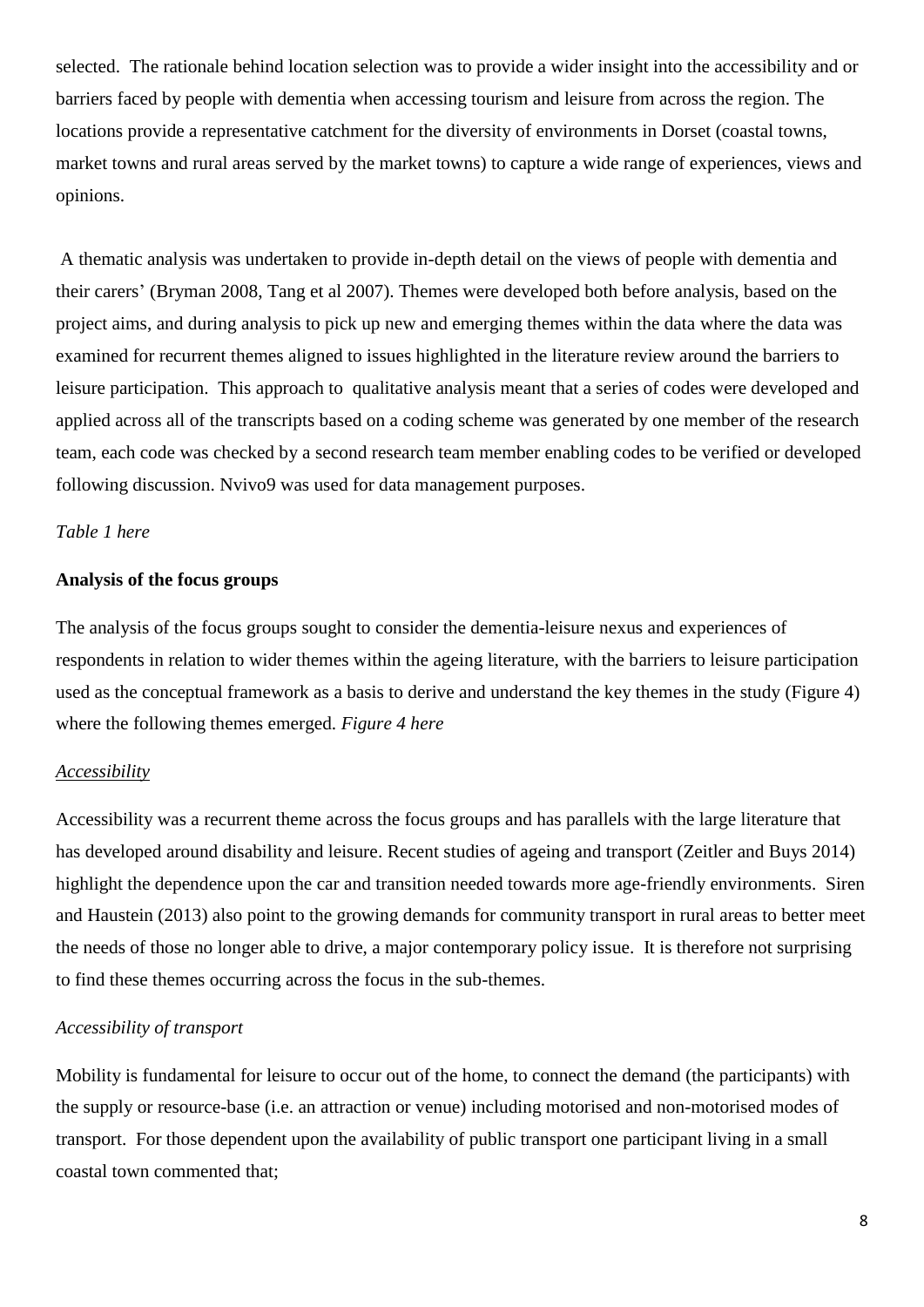selected. The rationale behind location selection was to provide a wider insight into the accessibility and or barriers faced by people with dementia when accessing tourism and leisure from across the region. The locations provide a representative catchment for the diversity of environments in Dorset (coastal towns, market towns and rural areas served by the market towns) to capture a wide range of experiences, views and opinions.

A thematic analysis was undertaken to provide in-depth detail on the views of people with dementia and their carers' (Bryman 2008, Tang et al 2007). Themes were developed both before analysis, based on the project aims, and during analysis to pick up new and emerging themes within the data where the data was examined for recurrent themes aligned to issues highlighted in the literature review around the barriers to leisure participation. This approach to qualitative analysis meant that a series of codes were developed and applied across all of the transcripts based on a coding scheme was generated by one member of the research team, each code was checked by a second research team member enabling codes to be verified or developed following discussion. Nvivo9 was used for data management purposes.

*Table 1 here*

**Analysis of the focus groups**

The analysis of the focus groups sought to consider the dementia-leisure nexus and experiences of respondents in relation to wider themes within the ageing literature, with the barriers to leisure participation used as the conceptual framework as a basis to derive and understand the key themes in the study (Figure 4) where the following themes emerged. *Figure 4 here*

*Accessibility*

Accessibility was a recurrent theme across the focus groups and has parallels with the large literature that has developed around disability and leisure. Recent studies of ageing and transport (Zeitler and Buys 2014) highlight the dependence upon the car and transition needed towards more age-friendly environments. Siren and Haustein (2013) also point to the growing demands for community transport in rural areas to better meet the needs of those no longer able to drive, a major contemporary policy issue. It is therefore not surprising to find these themes occurring across the focus in the sub-themes.

*Accessibility of transport*

Mobility is fundamental for leisure to occur out of the home, to connect the demand (the participants) with the supply or resource-base (i.e. an attraction or venue) including motorised and non-motorised modes of transport. For those dependent upon the availability of public transport one participant living in a small coastal town commented that;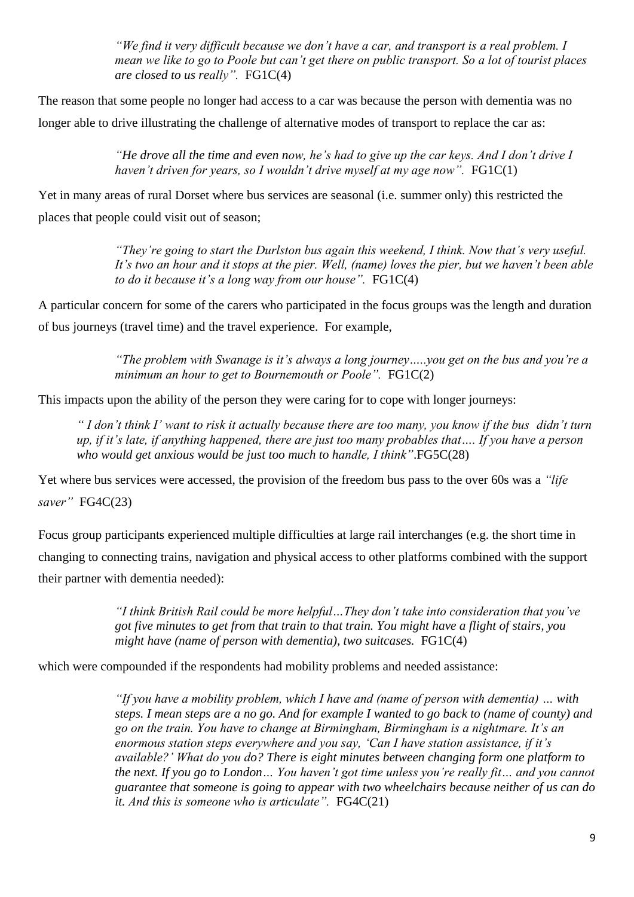> *"We find it very difficult because we don't have a car, and transport is a real problem. I mean we like to go to Poole but can't get there on public transport. So a lot of tourist places are closed to us really".* FG1C(4)

The reason that some people no longer had access to a car was because the person with dementia was no longer able to drive illustrating the challenge of alternative modes of transport to replace the car as:

> *"He drove all the time and even now, he's had to give up the car keys. And I don't drive I haven't driven for years, so I wouldn't drive myself at my age now".* FG1C(1)

Yet in many areas of rural Dorset where bus services are seasonal (i.e. summer only) this restricted the places that people could visit out of season;

> *"They're going to start the Durlston bus again this weekend, I think. Now that's very useful. It's two an hour and it stops at the pier. Well, (name) loves the pier, but we haven't been able to do it because it's a long way from our house".* FG1C(4)

A particular concern for some of the carers who participated in the focus groups was the length and duration of bus journeys (travel time) and the travel experience. For example,

> *"The problem with Swanage is it's always a long journey…..you get on the bus and you're a minimum an hour to get to Bournemouth or Poole".* FG1C(2)

This impacts upon the ability of the person they were caring for to cope with longer journeys:

> *" I don't think I' want to risk it actually because there are too many, you know if the bus didn't turn up, if it's late, if anything happened, there are just too many probables that…. If you have a person who would get anxious would be just too much to handle, I think"*.FG5C(28)

Yet where bus services were accessed, the provision of the freedom bus pass to the over 60s was a *"life saver"* FG4C(23)

Focus group participants experienced multiple difficulties at large rail interchanges (e.g. the short time in changing to connecting trains, navigation and physical access to other platforms combined with the support their partner with dementia needed):

> *"I think British Rail could be more helpful…They don't take into consideration that you've got five minutes to get from that train to that train. You might have a flight of stairs, you might have (name of person with dementia), two suitcases.* FG1C(4)

which were compounded if the respondents had mobility problems and needed assistance:

> *"If you have a mobility problem, which I have and (name of person with dementia) … with steps. I mean steps are a no go. And for example I wanted to go back to (name of county) and go on the train. You have to change at Birmingham, Birmingham is a nightmare. It's an enormous station steps everywhere and you say, 'Can I have station assistance, if it's available?' What do you do? There is eight minutes between changing form one platform to the next. If you go to London… You haven't got time unless you're really fit… and you cannot guarantee that someone is going to appear with two wheelchairs because neither of us can do it. And this is someone who is articulate".* FG4C(21)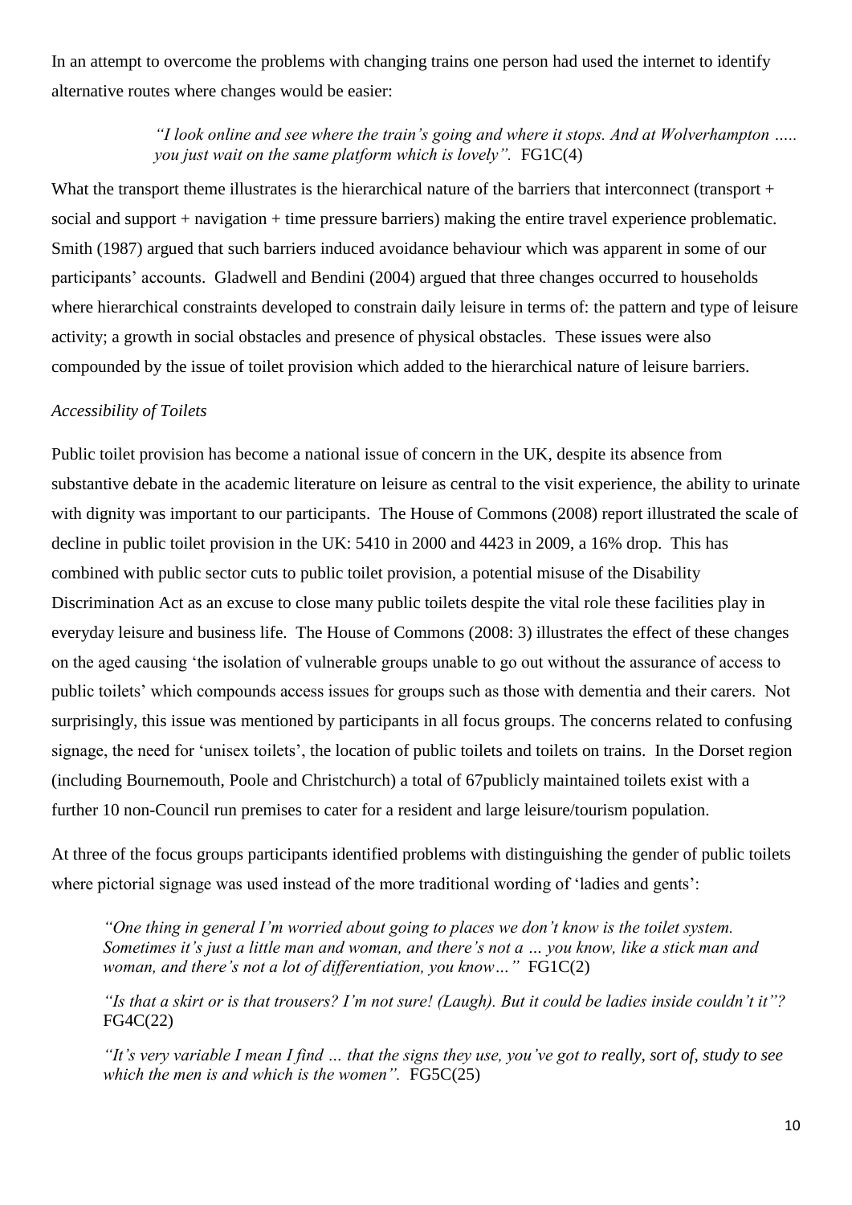In an attempt to overcome the problems with changing trains one person had used the internet to identify alternative routes where changes would be easier:

> *"I look online and see where the train's going and where it stops. And at Wolverhampton ….. you just wait on the same platform which is lovely".* FG1C(4)

What the transport theme illustrates is the hierarchical nature of the barriers that interconnect (transport + social and support + navigation + time pressure barriers) making the entire travel experience problematic. Smith (1987) argued that such barriers induced avoidance behaviour which was apparent in some of our participants' accounts. Gladwell and Bendini (2004) argued that three changes occurred to households where hierarchical constraints developed to constrain daily leisure in terms of: the pattern and type of leisure activity; a growth in social obstacles and presence of physical obstacles. These issues were also compounded by the issue of toilet provision which added to the hierarchical nature of leisure barriers.

*Accessibility of Toilets*

Public toilet provision has become a national issue of concern in the UK, despite its absence from substantive debate in the academic literature on leisure as central to the visit experience, the ability to urinate with dignity was important to our participants. The House of Commons (2008) report illustrated the scale of decline in public toilet provision in the UK: 5410 in 2000 and 4423 in 2009, a 16% drop. This has combined with public sector cuts to public toilet provision, a potential misuse of the Disability Discrimination Act as an excuse to close many public toilets despite the vital role these facilities play in everyday leisure and business life. The House of Commons (2008: 3) illustrates the effect of these changes on the aged causing 'the isolation of vulnerable groups unable to go out without the assurance of access to public toilets' which compounds access issues for groups such as those with dementia and their carers. Not surprisingly, this issue was mentioned by participants in all focus groups. The concerns related to confusing signage, the need for 'unisex toilets', the location of public toilets and toilets on trains. In the Dorset region (including Bournemouth, Poole and Christchurch) a total of 67publicly maintained toilets exist with a further 10 non-Council run premises to cater for a resident and large leisure/tourism population.

At three of the focus groups participants identified problems with distinguishing the gender of public toilets where pictorial signage was used instead of the more traditional wording of 'ladies and gents':

> *"One thing in general I'm worried about going to places we don't know is the toilet system. Sometimes it's just a little man and woman, and there's not a … you know, like a stick man and woman, and there's not a lot of differentiation, you know…"* FG1C(2)
>
> *"Is that a skirt or is that trousers? I'm not sure! (Laugh). But it could be ladies inside couldn't it"?* FG4C(22)
>
> *"It's very variable I mean I find … that the signs they use, you've got to really, sort of, study to see which the men is and which is the women".* FG5C(25)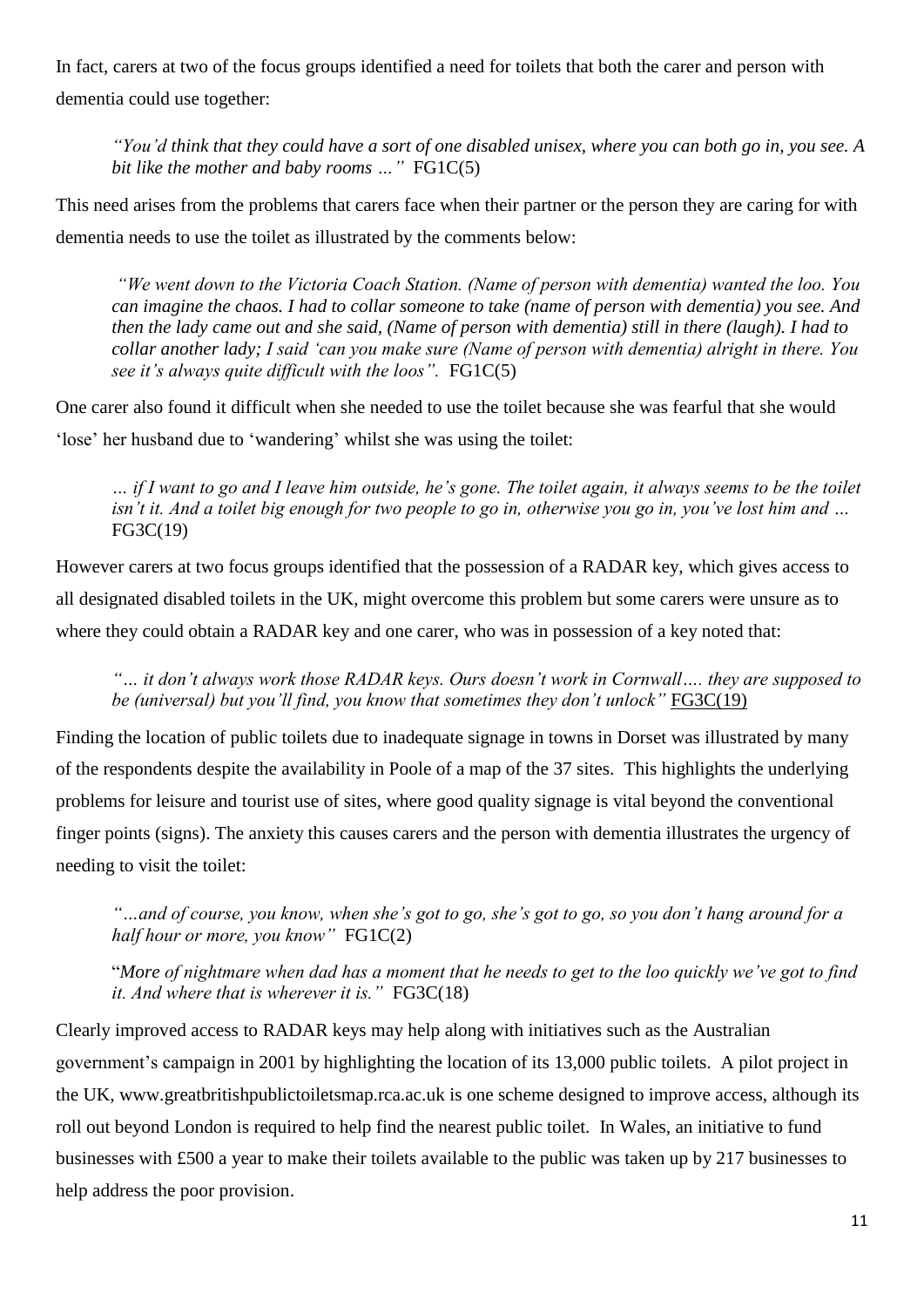In fact, carers at two of the focus groups identified a need for toilets that both the carer and person with dementia could use together:

> *"You'd think that they could have a sort of one disabled unisex, where you can both go in, you see. A bit like the mother and baby rooms …"* FG1C(5)

This need arises from the problems that carers face when their partner or the person they are caring for with dementia needs to use the toilet as illustrated by the comments below:

> *"We went down to the Victoria Coach Station. (Name of person with dementia) wanted the loo. You can imagine the chaos. I had to collar someone to take (name of person with dementia) you see. And then the lady came out and she said, (Name of person with dementia) still in there (laugh). I had to collar another lady; I said 'can you make sure (Name of person with dementia) alright in there. You see it's always quite difficult with the loos".* FG1C(5)

One carer also found it difficult when she needed to use the toilet because she was fearful that she would 'lose' her husband due to 'wandering' whilst she was using the toilet:

> *… if I want to go and I leave him outside, he's gone. The toilet again, it always seems to be the toilet isn't it. And a toilet big enough for two people to go in, otherwise you go in, you've lost him and …* FG3C(19)

However carers at two focus groups identified that the possession of a RADAR key, which gives access to all designated disabled toilets in the UK, might overcome this problem but some carers were unsure as to where they could obtain a RADAR key and one carer, who was in possession of a key noted that:

> *"… it don't always work those RADAR keys. Ours doesn't work in Cornwall…. they are supposed to be (universal) but you'll find, you know that sometimes they don't unlock"* FG3C(19)

Finding the location of public toilets due to inadequate signage in towns in Dorset was illustrated by many of the respondents despite the availability in Poole of a map of the 37 sites. This highlights the underlying problems for leisure and tourist use of sites, where good quality signage is vital beyond the conventional finger points (signs). The anxiety this causes carers and the person with dementia illustrates the urgency of needing to visit the toilet:

> *"…and of course, you know, when she's got to go, she's got to go, so you don't hang around for a half hour or more, you know"* FG1C(2)
>
> "*More of nightmare when dad has a moment that he needs to get to the loo quickly we've got to find it. And where that is wherever it is."* FG3C(18)

Clearly improved access to RADAR keys may help along with initiatives such as the Australian government's campaign in 2001 by highlighting the location of its 13,000 public toilets. A pilot project in the UK, www.greatbritishpublictoiletsmap.rca.ac.uk is one scheme designed to improve access, although its roll out beyond London is required to help find the nearest public toilet. In Wales, an initiative to fund businesses with £500 a year to make their toilets available to the public was taken up by 217 businesses to help address the poor provision.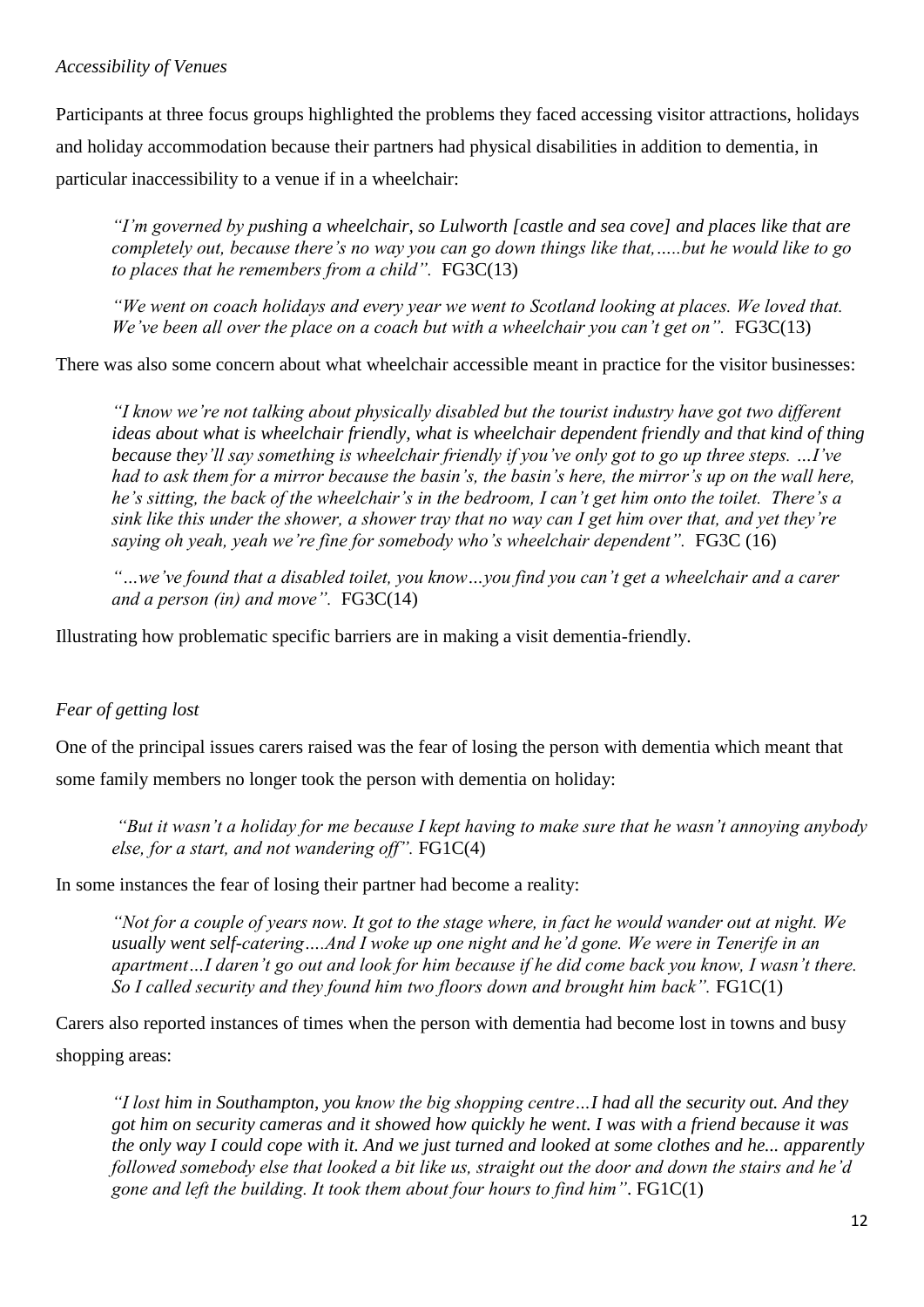*Accessibility of Venues*

Participants at three focus groups highlighted the problems they faced accessing visitor attractions, holidays and holiday accommodation because their partners had physical disabilities in addition to dementia, in particular inaccessibility to a venue if in a wheelchair:

> *"I'm governed by pushing a wheelchair, so Lulworth [castle and sea cove] and places like that are completely out, because there's no way you can go down things like that,…..but he would like to go to places that he remembers from a child".* FG3C(13)

> *"We went on coach holidays and every year we went to Scotland looking at places. We loved that. We've been all over the place on a coach but with a wheelchair you can't get on".* FG3C(13)

There was also some concern about what wheelchair accessible meant in practice for the visitor businesses:

> *"I know we're not talking about physically disabled but the tourist industry have got two different ideas about what is wheelchair friendly, what is wheelchair dependent friendly and that kind of thing because they'll say something is wheelchair friendly if you've only got to go up three steps. …I've had to ask them for a mirror because the basin's, the basin's here, the mirror's up on the wall here, he's sitting, the back of the wheelchair's in the bedroom, I can't get him onto the toilet. There's a sink like this under the shower, a shower tray that no way can I get him over that, and yet they're saying oh yeah, yeah we're fine for somebody who's wheelchair dependent".* FG3C (16)

> *"…we've found that a disabled toilet, you know…you find you can't get a wheelchair and a carer and a person (in) and move".* FG3C(14)

Illustrating how problematic specific barriers are in making a visit dementia-friendly.

*Fear of getting lost*

One of the principal issues carers raised was the fear of losing the person with dementia which meant that some family members no longer took the person with dementia on holiday:

> *"But it wasn't a holiday for me because I kept having to make sure that he wasn't annoying anybody else, for a start, and not wandering off".* FG1C(4)

In some instances the fear of losing their partner had become a reality:

> *"Not for a couple of years now. It got to the stage where, in fact he would wander out at night. We usually went self-catering….And I woke up one night and he'd gone. We were in Tenerife in an apartment…I daren't go out and look for him because if he did come back you know, I wasn't there. So I called security and they found him two floors down and brought him back".* FG1C(1)

Carers also reported instances of times when the person with dementia had become lost in towns and busy shopping areas:

> *"I lost him in Southampton, you know the big shopping centre…I had all the security out. And they got him on security cameras and it showed how quickly he went. I was with a friend because it was the only way I could cope with it. And we just turned and looked at some clothes and he... apparently followed somebody else that looked a bit like us, straight out the door and down the stairs and he'd gone and left the building. It took them about four hours to find him".* FG1C(1)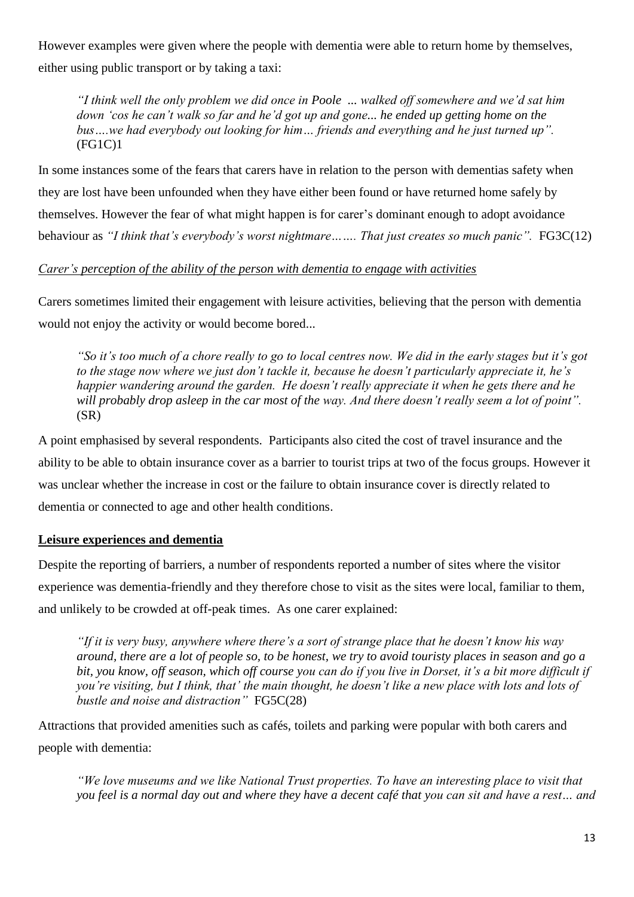However examples were given where the people with dementia were able to return home by themselves, either using public transport or by taking a taxi:

> *"I think well the only problem we did once in Poole ... walked off somewhere and we'd sat him down 'cos he can't walk so far and he'd got up and gone... he ended up getting home on the bus….we had everybody out looking for him… friends and everything and he just turned up".* (FG1C)1

In some instances some of the fears that carers have in relation to the person with dementias safety when they are lost have been unfounded when they have either been found or have returned home safely by themselves. However the fear of what might happen is for carer's dominant enough to adopt avoidance behaviour as *"I think that's everybody's worst nightmare……. That just creates so much panic".* FG3C(12)

*Carer's perception of the ability of the person with dementia to engage with activities*

Carers sometimes limited their engagement with leisure activities, believing that the person with dementia would not enjoy the activity or would become bored...

> *"So it's too much of a chore really to go to local centres now. We did in the early stages but it's got to the stage now where we just don't tackle it, because he doesn't particularly appreciate it, he's happier wandering around the garden. He doesn't really appreciate it when he gets there and he will probably drop asleep in the car most of the way. And there doesn't really seem a lot of point".* (SR)

A point emphasised by several respondents. Participants also cited the cost of travel insurance and the ability to be able to obtain insurance cover as a barrier to tourist trips at two of the focus groups. However it was unclear whether the increase in cost or the failure to obtain insurance cover is directly related to dementia or connected to age and other health conditions.

**Leisure experiences and dementia**

Despite the reporting of barriers, a number of respondents reported a number of sites where the visitor experience was dementia-friendly and they therefore chose to visit as the sites were local, familiar to them, and unlikely to be crowded at off-peak times. As one carer explained:

> *"If it is very busy, anywhere where there's a sort of strange place that he doesn't know his way around, there are a lot of people so, to be honest, we try to avoid touristy places in season and go a bit, you know, off season, which off course you can do if you live in Dorset, it's a bit more difficult if you're visiting, but I think, that' the main thought, he doesn't like a new place with lots and lots of bustle and noise and distraction"* FG5C(28)

Attractions that provided amenities such as cafés, toilets and parking were popular with both carers and people with dementia:

> *"We love museums and we like National Trust properties. To have an interesting place to visit that you feel is a normal day out and where they have a decent café that you can sit and have a rest… and*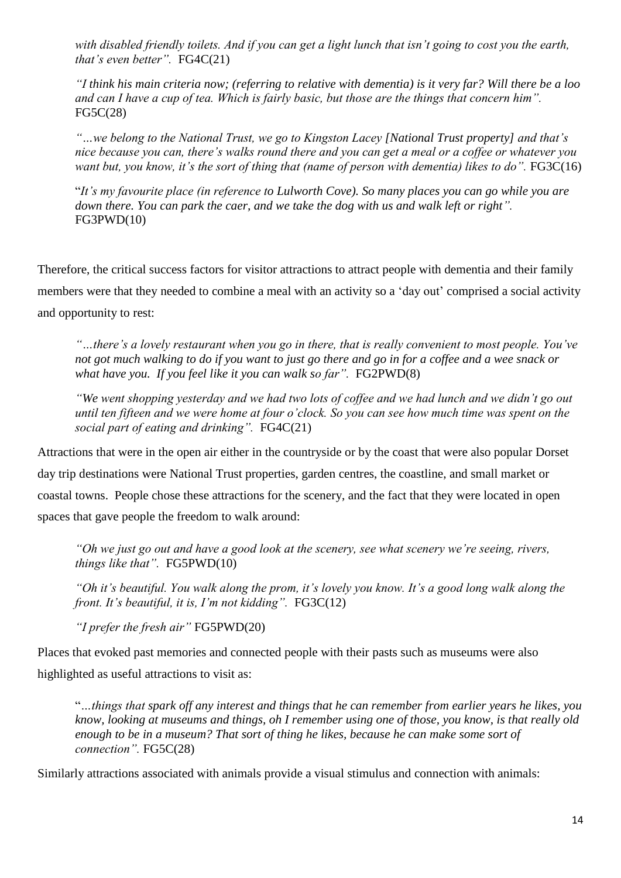*with disabled friendly toilets. And if you can get a light lunch that isn't going to cost you the earth, that's even better".* FG4C(21)

*"I think his main criteria now; (referring to relative with dementia) is it very far? Will there be a loo and can I have a cup of tea. Which is fairly basic, but those are the things that concern him".* FG5C(28)

*"…we belong to the National Trust, we go to Kingston Lacey [National Trust property] and that's nice because you can, there's walks round there and you can get a meal or a coffee or whatever you want but, you know, it's the sort of thing that (name of person with dementia) likes to do".* FG3C(16)

"*It's my favourite place (in reference to Lulworth Cove). So many places you can go while you are down there. You can park the caer, and we take the dog with us and walk left or right".* FG3PWD(10)

Therefore, the critical success factors for visitor attractions to attract people with dementia and their family members were that they needed to combine a meal with an activity so a 'day out' comprised a social activity and opportunity to rest:

*"…there's a lovely restaurant when you go in there, that is really convenient to most people. You've not got much walking to do if you want to just go there and go in for a coffee and a wee snack or what have you. If you feel like it you can walk so far".* FG2PWD(8)

*"We went shopping yesterday and we had two lots of coffee and we had lunch and we didn't go out until ten fifteen and we were home at four o'clock. So you can see how much time was spent on the social part of eating and drinking".* FG4C(21)

Attractions that were in the open air either in the countryside or by the coast that were also popular Dorset day trip destinations were National Trust properties, garden centres, the coastline, and small market or coastal towns. People chose these attractions for the scenery, and the fact that they were located in open spaces that gave people the freedom to walk around:

*"Oh we just go out and have a good look at the scenery, see what scenery we're seeing, rivers, things like that".* FG5PWD(10)

*"Oh it's beautiful. You walk along the prom, it's lovely you know. It's a good long walk along the front. It's beautiful, it is, I'm not kidding".* FG3C(12)

*"I prefer the fresh air"* FG5PWD(20)

Places that evoked past memories and connected people with their pasts such as museums were also highlighted as useful attractions to visit as:

"*…things that spark off any interest and things that he can remember from earlier years he likes, you know, looking at museums and things, oh I remember using one of those, you know, is that really old enough to be in a museum? That sort of thing he likes, because he can make some sort of connection".* FG5C(28)

Similarly attractions associated with animals provide a visual stimulus and connection with animals: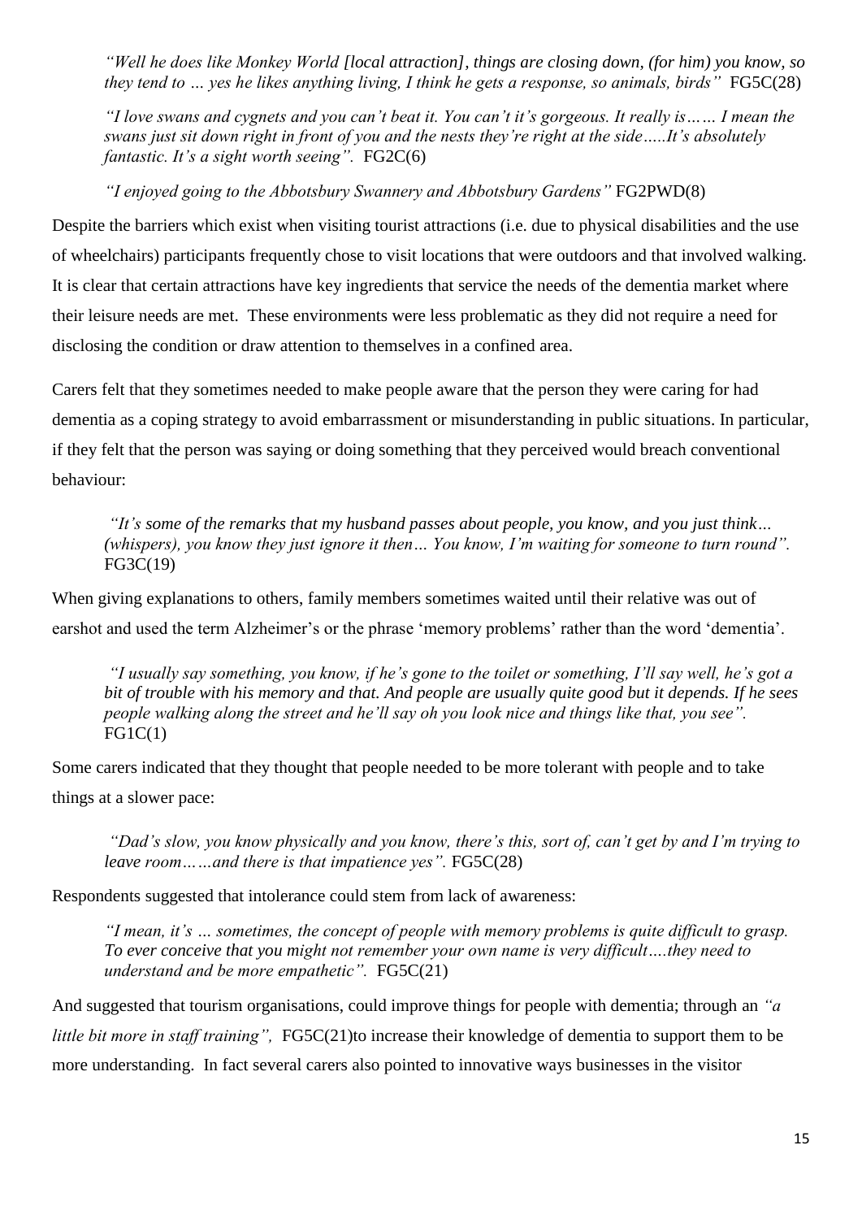> *"Well he does like Monkey World [local attraction], things are closing down, (for him) you know, so they tend to … yes he likes anything living, I think he gets a response, so animals, birds"* FG5C(28)

> *"I love swans and cygnets and you can't beat it. You can't it's gorgeous. It really is…… I mean the swans just sit down right in front of you and the nests they're right at the side…..It's absolutely fantastic. It's a sight worth seeing".* FG2C(6)

> *"I enjoyed going to the Abbotsbury Swannery and Abbotsbury Gardens"* FG2PWD(8)

Despite the barriers which exist when visiting tourist attractions (i.e. due to physical disabilities and the use of wheelchairs) participants frequently chose to visit locations that were outdoors and that involved walking. It is clear that certain attractions have key ingredients that service the needs of the dementia market where their leisure needs are met. These environments were less problematic as they did not require a need for disclosing the condition or draw attention to themselves in a confined area.

Carers felt that they sometimes needed to make people aware that the person they were caring for had dementia as a coping strategy to avoid embarrassment or misunderstanding in public situations. In particular, if they felt that the person was saying or doing something that they perceived would breach conventional behaviour:

> *"It's some of the remarks that my husband passes about people, you know, and you just think… (whispers), you know they just ignore it then… You know, I'm waiting for someone to turn round".* FG3C(19)

When giving explanations to others, family members sometimes waited until their relative was out of earshot and used the term Alzheimer's or the phrase 'memory problems' rather than the word 'dementia'.

> *"I usually say something, you know, if he's gone to the toilet or something, I'll say well, he's got a bit of trouble with his memory and that. And people are usually quite good but it depends. If he sees people walking along the street and he'll say oh you look nice and things like that, you see".* FG1C(1)

Some carers indicated that they thought that people needed to be more tolerant with people and to take things at a slower pace:

> *"Dad's slow, you know physically and you know, there's this, sort of, can't get by and I'm trying to leave room……and there is that impatience yes".* FG5C(28)

Respondents suggested that intolerance could stem from lack of awareness:

> *"I mean, it's … sometimes, the concept of people with memory problems is quite difficult to grasp. To ever conceive that you might not remember your own name is very difficult….they need to understand and be more empathetic".* FG5C(21)

And suggested that tourism organisations, could improve things for people with dementia; through an *"a little bit more in staff training",* FG5C(21)to increase their knowledge of dementia to support them to be more understanding. In fact several carers also pointed to innovative ways businesses in the visitor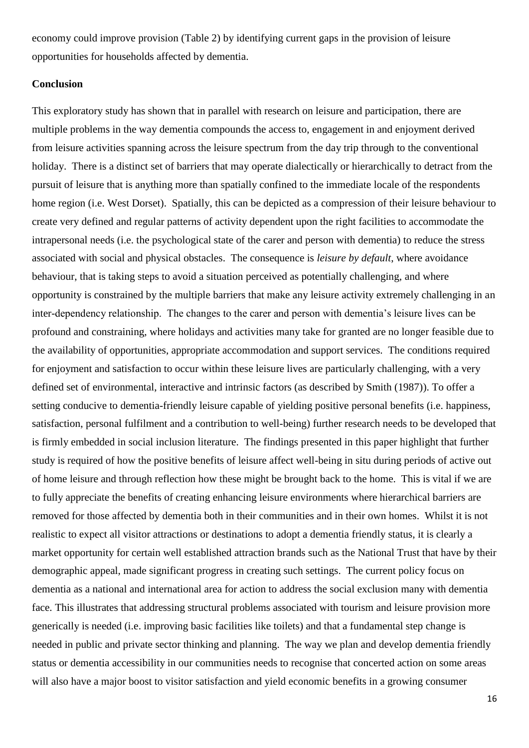economy could improve provision (Table 2) by identifying current gaps in the provision of leisure opportunities for households affected by dementia.

**Conclusion**

This exploratory study has shown that in parallel with research on leisure and participation, there are multiple problems in the way dementia compounds the access to, engagement in and enjoyment derived from leisure activities spanning across the leisure spectrum from the day trip through to the conventional holiday. There is a distinct set of barriers that may operate dialectically or hierarchically to detract from the pursuit of leisure that is anything more than spatially confined to the immediate locale of the respondents home region (i.e. West Dorset). Spatially, this can be depicted as a compression of their leisure behaviour to create very defined and regular patterns of activity dependent upon the right facilities to accommodate the intrapersonal needs (i.e. the psychological state of the carer and person with dementia) to reduce the stress associated with social and physical obstacles. The consequence is *leisure by default*, where avoidance behaviour, that is taking steps to avoid a situation perceived as potentially challenging, and where opportunity is constrained by the multiple barriers that make any leisure activity extremely challenging in an inter-dependency relationship. The changes to the carer and person with dementia's leisure lives can be profound and constraining, where holidays and activities many take for granted are no longer feasible due to the availability of opportunities, appropriate accommodation and support services. The conditions required for enjoyment and satisfaction to occur within these leisure lives are particularly challenging, with a very defined set of environmental, interactive and intrinsic factors (as described by Smith (1987)). To offer a setting conducive to dementia-friendly leisure capable of yielding positive personal benefits (i.e. happiness, satisfaction, personal fulfilment and a contribution to well-being) further research needs to be developed that is firmly embedded in social inclusion literature. The findings presented in this paper highlight that further study is required of how the positive benefits of leisure affect well-being in situ during periods of active out of home leisure and through reflection how these might be brought back to the home. This is vital if we are to fully appreciate the benefits of creating enhancing leisure environments where hierarchical barriers are removed for those affected by dementia both in their communities and in their own homes. Whilst it is not realistic to expect all visitor attractions or destinations to adopt a dementia friendly status, it is clearly a market opportunity for certain well established attraction brands such as the National Trust that have by their demographic appeal, made significant progress in creating such settings. The current policy focus on dementia as a national and international area for action to address the social exclusion many with dementia face. This illustrates that addressing structural problems associated with tourism and leisure provision more generically is needed (i.e. improving basic facilities like toilets) and that a fundamental step change is needed in public and private sector thinking and planning. The way we plan and develop dementia friendly status or dementia accessibility in our communities needs to recognise that concerted action on some areas will also have a major boost to visitor satisfaction and yield economic benefits in a growing consumer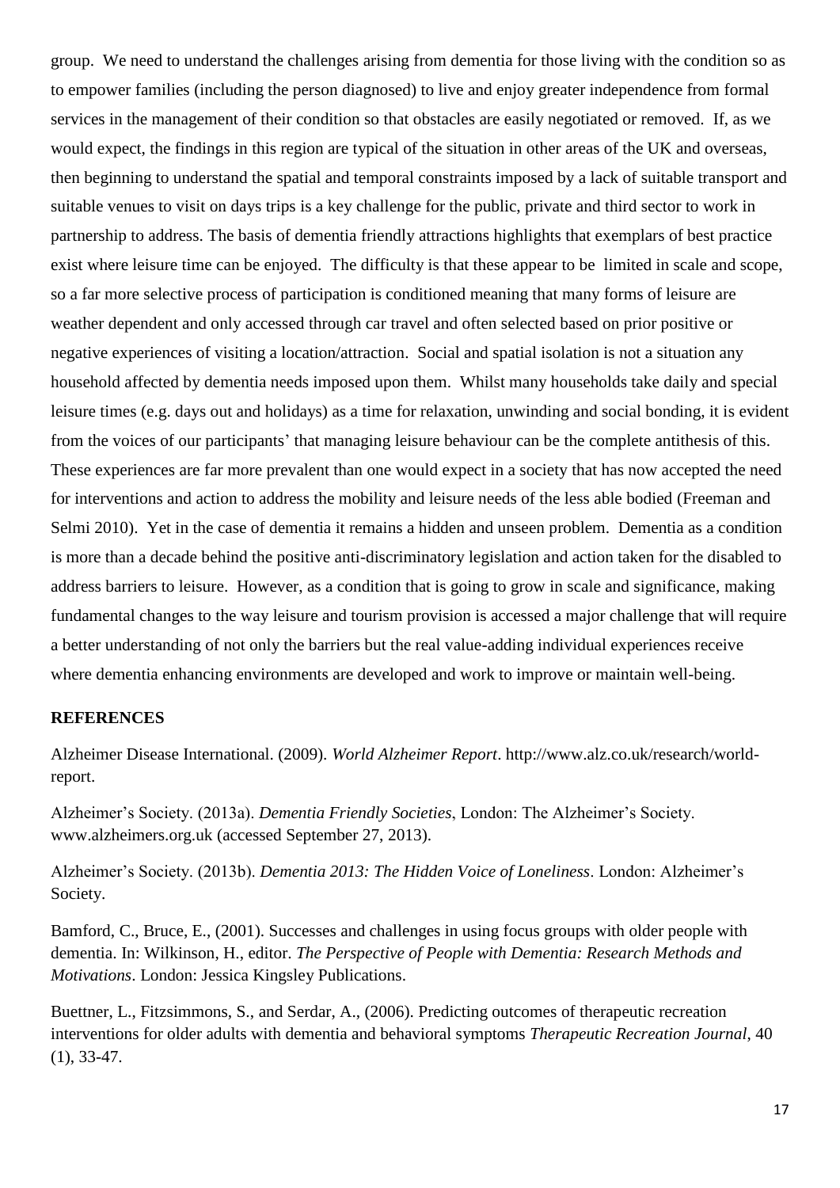group. We need to understand the challenges arising from dementia for those living with the condition so as to empower families (including the person diagnosed) to live and enjoy greater independence from formal services in the management of their condition so that obstacles are easily negotiated or removed. If, as we would expect, the findings in this region are typical of the situation in other areas of the UK and overseas, then beginning to understand the spatial and temporal constraints imposed by a lack of suitable transport and suitable venues to visit on days trips is a key challenge for the public, private and third sector to work in partnership to address. The basis of dementia friendly attractions highlights that exemplars of best practice exist where leisure time can be enjoyed. The difficulty is that these appear to be limited in scale and scope, so a far more selective process of participation is conditioned meaning that many forms of leisure are weather dependent and only accessed through car travel and often selected based on prior positive or negative experiences of visiting a location/attraction. Social and spatial isolation is not a situation any household affected by dementia needs imposed upon them. Whilst many households take daily and special leisure times (e.g. days out and holidays) as a time for relaxation, unwinding and social bonding, it is evident from the voices of our participants' that managing leisure behaviour can be the complete antithesis of this. These experiences are far more prevalent than one would expect in a society that has now accepted the need for interventions and action to address the mobility and leisure needs of the less able bodied (Freeman and Selmi 2010). Yet in the case of dementia it remains a hidden and unseen problem. Dementia as a condition is more than a decade behind the positive anti-discriminatory legislation and action taken for the disabled to address barriers to leisure. However, as a condition that is going to grow in scale and significance, making fundamental changes to the way leisure and tourism provision is accessed a major challenge that will require a better understanding of not only the barriers but the real value-adding individual experiences receive where dementia enhancing environments are developed and work to improve or maintain well-being.

## REFERENCES

Alzheimer Disease International. (2009). *World Alzheimer Report*. http://www.alz.co.uk/research/world-report.

Alzheimer's Society. (2013a). *Dementia Friendly Societies*, London: The Alzheimer's Society. www.alzheimers.org.uk (accessed September 27, 2013).

Alzheimer's Society. (2013b). *Dementia 2013: The Hidden Voice of Loneliness*. London: Alzheimer's Society.

Bamford, C., Bruce, E., (2001). Successes and challenges in using focus groups with older people with dementia. In: Wilkinson, H., editor. *The Perspective of People with Dementia: Research Methods and Motivations*. London: Jessica Kingsley Publications.

Buettner, L., Fitzsimmons, S., and Serdar, A., (2006). Predicting outcomes of therapeutic recreation interventions for older adults with dementia and behavioral symptoms *Therapeutic Recreation Journal*, 40 (1), 33-47.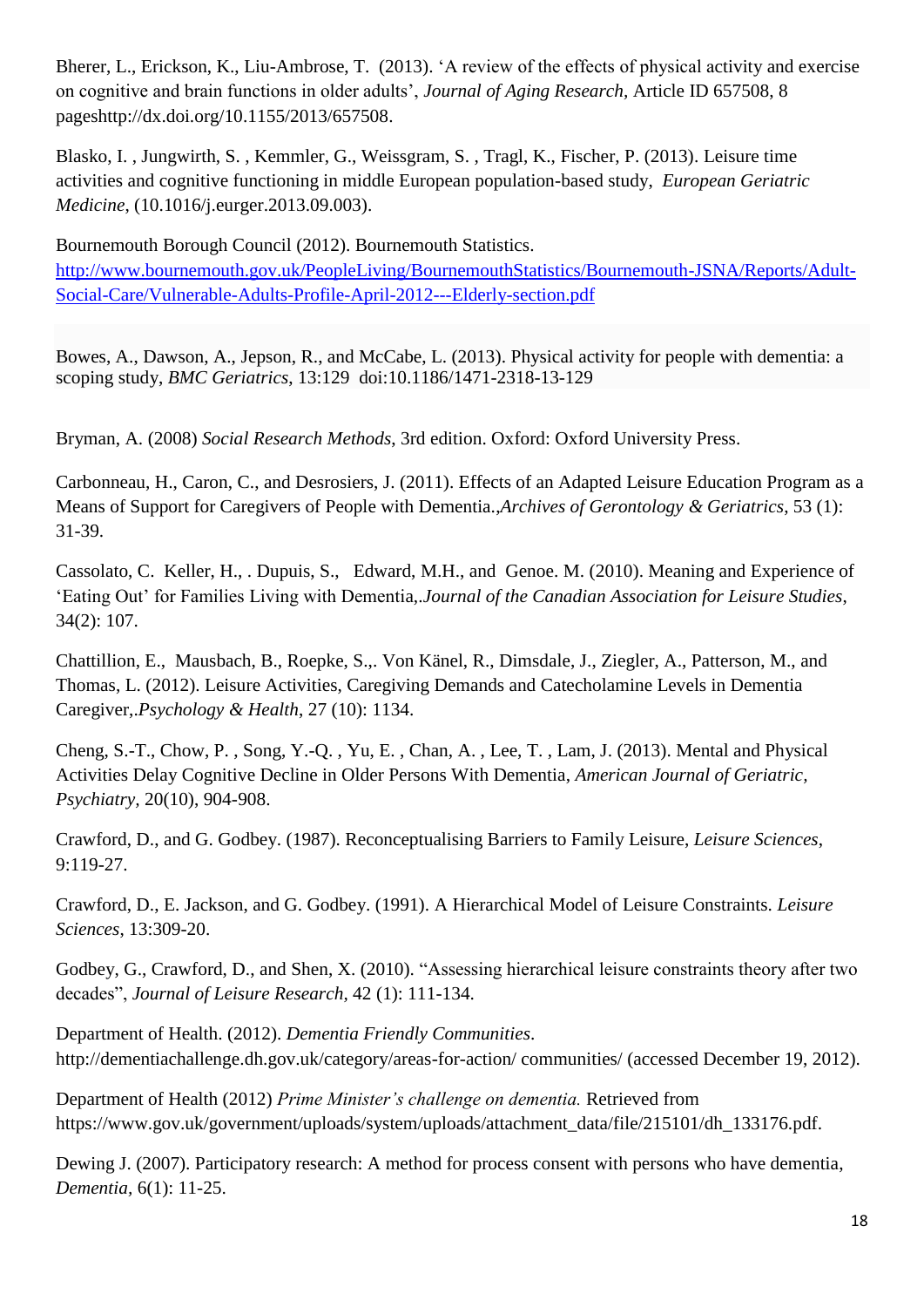Bherer, L., Erickson, K., Liu-Ambrose, T. (2013). 'A review of the effects of physical activity and exercise on cognitive and brain functions in older adults', *Journal of Aging Research,* Article ID 657508, 8 pageshttp://dx.doi.org/10.1155/2013/657508.

Blasko, I. , Jungwirth, S. , Kemmler, G., Weissgram, S. , Tragl, K., Fischer, P. (2013). Leisure time activities and cognitive functioning in middle European population-based study, *European Geriatric Medicine*, (10.1016/j.eurger.2013.09.003).

Bournemouth Borough Council (2012). Bournemouth Statistics. http://www.bournemouth.gov.uk/PeopleLiving/BournemouthStatistics/Bournemouth-JSNA/Reports/Adult-Social-Care/Vulnerable-Adults-Profile-April-2012---Elderly-section.pdf

Bowes, A., Dawson, A., Jepson, R., and McCabe, L. (2013). Physical activity for people with dementia: a scoping study, *BMC Geriatrics*, 13:129 doi:10.1186/1471-2318-13-129

Bryman, A. (2008) *Social Research Methods*, 3rd edition. Oxford: Oxford University Press.

Carbonneau, H., Caron, C., and Desrosiers, J. (2011). Effects of an Adapted Leisure Education Program as a Means of Support for Caregivers of People with Dementia.,*Archives of Gerontology & Geriatrics*, 53 (1): 31-39.

Cassolato, C. Keller, H., . Dupuis, S., Edward, M.H., and Genoe. M. (2010). Meaning and Experience of 'Eating Out' for Families Living with Dementia,.*Journal of the Canadian Association for Leisure Studies*, 34(2): 107.

Chattillion, E., Mausbach, B., Roepke, S.,. Von Känel, R., Dimsdale, J., Ziegler, A., Patterson, M., and Thomas, L. (2012). Leisure Activities, Caregiving Demands and Catecholamine Levels in Dementia Caregiver,.*Psychology & Health*, 27 (10): 1134.

Cheng, S.-T., Chow, P. , Song, Y.-Q. , Yu, E. , Chan, A. , Lee, T. , Lam, J. (2013). Mental and Physical Activities Delay Cognitive Decline in Older Persons With Dementia*, American Journal of Geriatric, Psychiatry*, 20(10), 904-908.

Crawford, D., and G. Godbey. (1987). Reconceptualising Barriers to Family Leisure, *Leisure Sciences*, 9:119-27.

Crawford, D., E. Jackson, and G. Godbey. (1991). A Hierarchical Model of Leisure Constraints. *Leisure Sciences*, 13:309-20.

Godbey, G., Crawford, D., and Shen, X. (2010). "Assessing hierarchical leisure constraints theory after two decades", *Journal of Leisure Research,* 42 (1): 111-134.

Department of Health. (2012). *Dementia Friendly Communities*. http://dementiachallenge.dh.gov.uk/category/areas-for-action/ communities/ (accessed December 19, 2012).

Department of Health (2012) *Prime Minister's challenge on dementia.* Retrieved from https://www.gov.uk/government/uploads/system/uploads/attachment_data/file/215101/dh_133176.pdf.

Dewing J. (2007). Participatory research: A method for process consent with persons who have dementia, *Dementia*, 6(1): 11-25.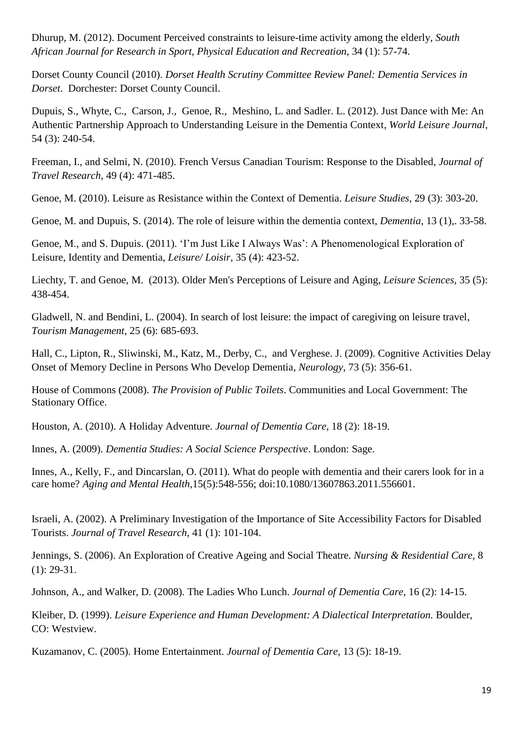Dhurup, M. (2012). Document Perceived constraints to leisure-time activity among the elderly, *South African Journal for Research in Sport, Physical Education and Recreation*, 34 (1): 57-74.

Dorset County Council (2010). *Dorset Health Scrutiny Committee Review Panel: Dementia Services in Dorset*. Dorchester: Dorset County Council.

Dupuis, S., Whyte, C., Carson, J., Genoe, R., Meshino, L. and Sadler. L. (2012). Just Dance with Me: An Authentic Partnership Approach to Understanding Leisure in the Dementia Context, *World Leisure Journal*, 54 (3): 240-54.

Freeman, I., and Selmi, N. (2010). French Versus Canadian Tourism: Response to the Disabled, *Journal of Travel Research*, 49 (4): 471-485.

Genoe, M. (2010). Leisure as Resistance within the Context of Dementia. *Leisure Studies*, 29 (3): 303-20.

Genoe, M. and Dupuis, S. (2014). The role of leisure within the dementia context, *Dementia*, 13 (1),. 33-58.

Genoe, M., and S. Dupuis. (2011). 'I'm Just Like I Always Was': A Phenomenological Exploration of Leisure, Identity and Dementia, *Leisure/ Loisir*, 35 (4): 423-52.

Liechty, T. and Genoe, M. (2013). Older Men's Perceptions of Leisure and Aging, *Leisure Sciences*, 35 (5): 438-454.

Gladwell, N. and Bendini, L. (2004). In search of lost leisure: the impact of caregiving on leisure travel, *Tourism Management*, 25 (6): 685-693.

Hall, C., Lipton, R., Sliwinski, M., Katz, M., Derby, C., and Verghese. J. (2009). Cognitive Activities Delay Onset of Memory Decline in Persons Who Develop Dementia, *Neurology*, 73 (5): 356-61.

House of Commons (2008). *The Provision of Public Toilets*. Communities and Local Government: The Stationary Office.

Houston, A. (2010). A Holiday Adventure. *Journal of Dementia Care*, 18 (2): 18-19.

Innes, A. (2009). *Dementia Studies: A Social Science Perspective*. London: Sage.

Innes, A., Kelly, F., and Dincarslan, O. (2011). What do people with dementia and their carers look for in a care home? *Aging and Mental Health*,15(5):548-556; doi:10.1080/13607863.2011.556601.

Israeli, A. (2002). A Preliminary Investigation of the Importance of Site Accessibility Factors for Disabled Tourists. *Journal of Travel Research*, 41 (1): 101-104.

Jennings, S. (2006). An Exploration of Creative Ageing and Social Theatre. *Nursing & Residential Care*, 8 (1): 29-31.

Johnson, A., and Walker, D. (2008). The Ladies Who Lunch. *Journal of Dementia Care*, 16 (2): 14-15.

Kleiber, D. (1999). *Leisure Experience and Human Development: A Dialectical Interpretation.* Boulder, CO: Westview.

Kuzamanov, C. (2005). Home Entertainment. *Journal of Dementia Care*, 13 (5): 18-19.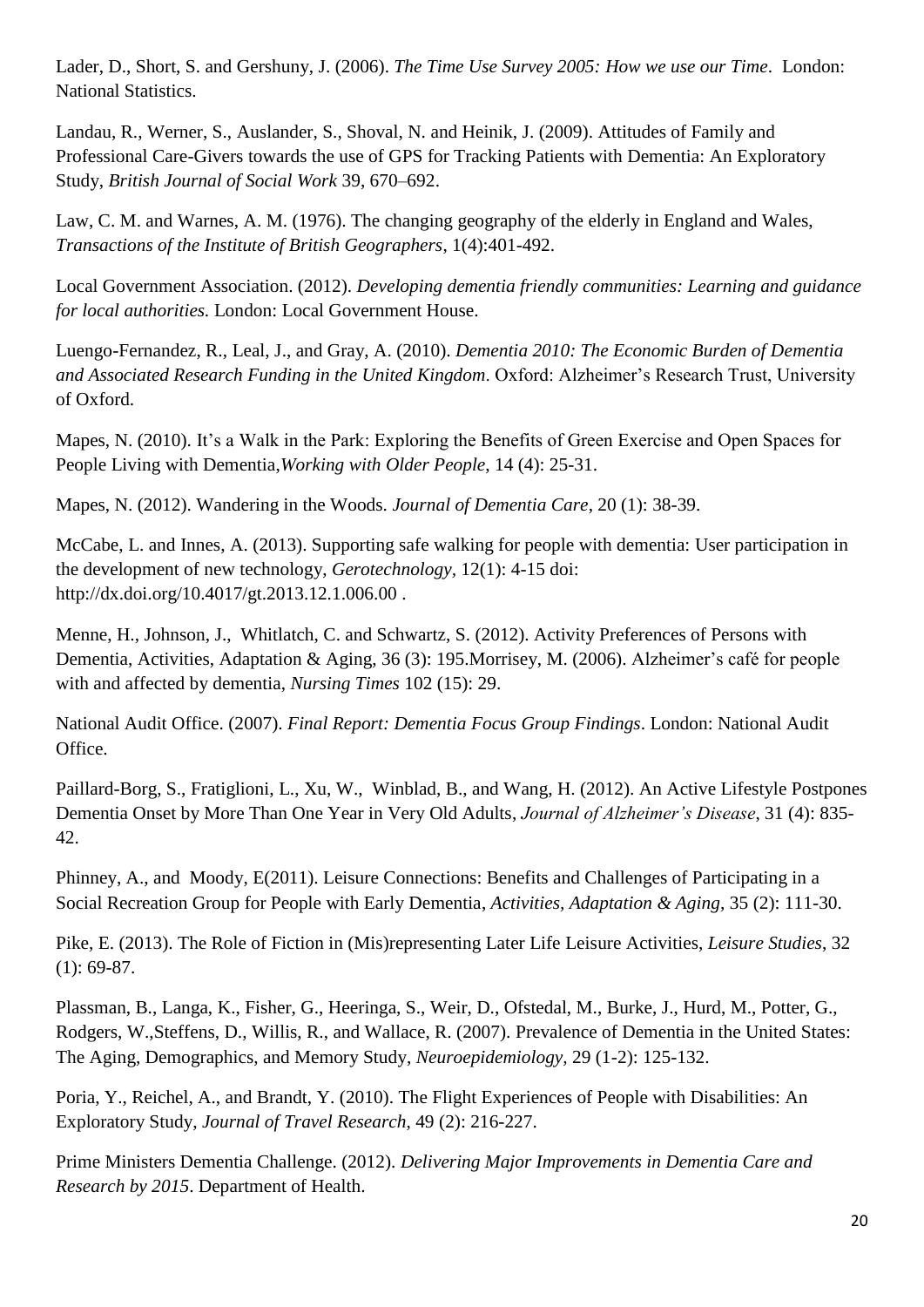Lader, D., Short, S. and Gershuny, J. (2006). *The Time Use Survey 2005: How we use our Time*. London: National Statistics.

Landau, R., Werner, S., Auslander, S., Shoval, N. and Heinik, J. (2009). Attitudes of Family and Professional Care-Givers towards the use of GPS for Tracking Patients with Dementia: An Exploratory Study, *British Journal of Social Work* 39, 670–692.

Law, C. M. and Warnes, A. M. (1976). The changing geography of the elderly in England and Wales, *Transactions of the Institute of British Geographers*, 1(4):401-492.

Local Government Association. (2012). *Developing dementia friendly communities: Learning and guidance for local authorities.* London: Local Government House.

Luengo-Fernandez, R., Leal, J., and Gray, A. (2010). *Dementia 2010: The Economic Burden of Dementia and Associated Research Funding in the United Kingdom*. Oxford: Alzheimer's Research Trust, University of Oxford.

Mapes, N. (2010). It's a Walk in the Park: Exploring the Benefits of Green Exercise and Open Spaces for People Living with Dementia,*Working with Older People*, 14 (4): 25-31.

Mapes, N. (2012). Wandering in the Woods. *Journal of Dementia Care*, 20 (1): 38-39.

McCabe, L. and Innes, A. (2013). Supporting safe walking for people with dementia: User participation in the development of new technology, *Gerotechnology*, 12(1): 4-15 doi: http://dx.doi.org/10.4017/gt.2013.12.1.006.00 .

Menne, H., Johnson, J., Whitlatch, C. and Schwartz, S. (2012). Activity Preferences of Persons with Dementia, Activities, Adaptation & Aging, 36 (3): 195.Morrisey, M. (2006). Alzheimer's café for people with and affected by dementia, *Nursing Times* 102 (15): 29.

National Audit Office. (2007). *Final Report: Dementia Focus Group Findings*. London: National Audit Office.

Paillard-Borg, S., Fratiglioni, L., Xu, W., Winblad, B., and Wang, H. (2012). An Active Lifestyle Postpones Dementia Onset by More Than One Year in Very Old Adults, *Journal of Alzheimer's Disease*, 31 (4): 835-42.

Phinney, A., and Moody, E(2011). Leisure Connections: Benefits and Challenges of Participating in a Social Recreation Group for People with Early Dementia, *Activities, Adaptation & Aging*, 35 (2): 111-30.

Pike, E. (2013). The Role of Fiction in (Mis)representing Later Life Leisure Activities, *Leisure Studies*, 32 (1): 69-87.

Plassman, B., Langa, K., Fisher, G., Heeringa, S., Weir, D., Ofstedal, M., Burke, J., Hurd, M., Potter, G., Rodgers, W.,Steffens, D., Willis, R., and Wallace, R. (2007). Prevalence of Dementia in the United States: The Aging, Demographics, and Memory Study, *Neuroepidemiology*, 29 (1-2): 125-132.

Poria, Y., Reichel, A., and Brandt, Y. (2010). The Flight Experiences of People with Disabilities: An Exploratory Study, *Journal of Travel Research*, 49 (2): 216-227.

Prime Ministers Dementia Challenge. (2012). *Delivering Major Improvements in Dementia Care and Research by 2015*. Department of Health.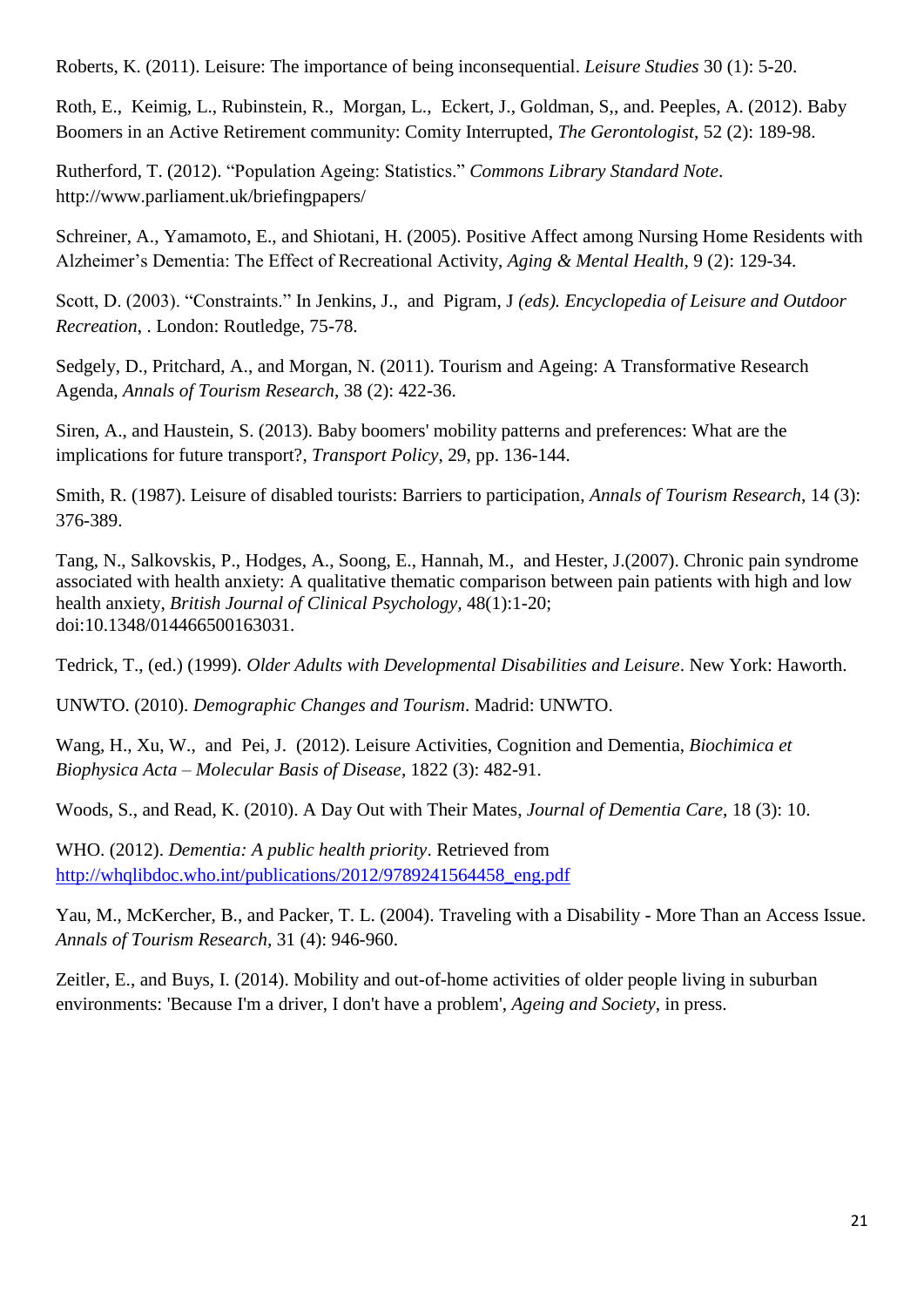Roberts, K. (2011). Leisure: The importance of being inconsequential. *Leisure Studies* 30 (1): 5-20.

Roth, E., Keimig, L., Rubinstein, R., Morgan, L., Eckert, J., Goldman, S,, and. Peeples, A. (2012). Baby Boomers in an Active Retirement community: Comity Interrupted, *The Gerontologist*, 52 (2): 189-98.

Rutherford, T. (2012). "Population Ageing: Statistics." *Commons Library Standard Note*. http://www.parliament.uk/briefingpapers/

Schreiner, A., Yamamoto, E., and Shiotani, H. (2005). Positive Affect among Nursing Home Residents with Alzheimer's Dementia: The Effect of Recreational Activity, *Aging & Mental Health*, 9 (2): 129-34.

Scott, D. (2003). "Constraints." In Jenkins, J., and Pigram, J *(eds). Encyclopedia of Leisure and Outdoor Recreation*, . London: Routledge, 75-78.

Sedgely, D., Pritchard, A., and Morgan, N. (2011). Tourism and Ageing: A Transformative Research Agenda, *Annals of Tourism Research*, 38 (2): 422-36.

Siren, A., and Haustein, S. (2013). Baby boomers' mobility patterns and preferences: What are the implications for future transport?, *Transport Policy*, 29, pp. 136-144.

Smith, R. (1987). Leisure of disabled tourists: Barriers to participation, *Annals of Tourism Research*, 14 (3): 376-389.

Tang, N., Salkovskis, P., Hodges, A., Soong, E., Hannah, M., and Hester, J.(2007). Chronic pain syndrome associated with health anxiety: A qualitative thematic comparison between pain patients with high and low health anxiety, *British Journal of Clinical Psychology*, 48(1):1-20; doi:10.1348/014466500163031.

Tedrick, T., (ed.) (1999). *Older Adults with Developmental Disabilities and Leisure*. New York: Haworth.

UNWTO. (2010). *Demographic Changes and Tourism*. Madrid: UNWTO.

Wang, H., Xu, W., and Pei, J. (2012). Leisure Activities, Cognition and Dementia, *Biochimica et Biophysica Acta – Molecular Basis of Disease*, 1822 (3): 482-91.

Woods, S., and Read, K. (2010). A Day Out with Their Mates, *Journal of Dementia Care*, 18 (3): 10.

WHO. (2012). *Dementia: A public health priority*. Retrieved from http://whqlibdoc.who.int/publications/2012/9789241564458_eng.pdf

Yau, M., McKercher, B., and Packer, T. L. (2004). Traveling with a Disability - More Than an Access Issue. *Annals of Tourism Research*, 31 (4): 946-960.

Zeitler, E., and Buys, I. (2014). Mobility and out-of-home activities of older people living in suburban environments: 'Because I'm a driver, I don't have a problem', *Ageing and Society*, in press.